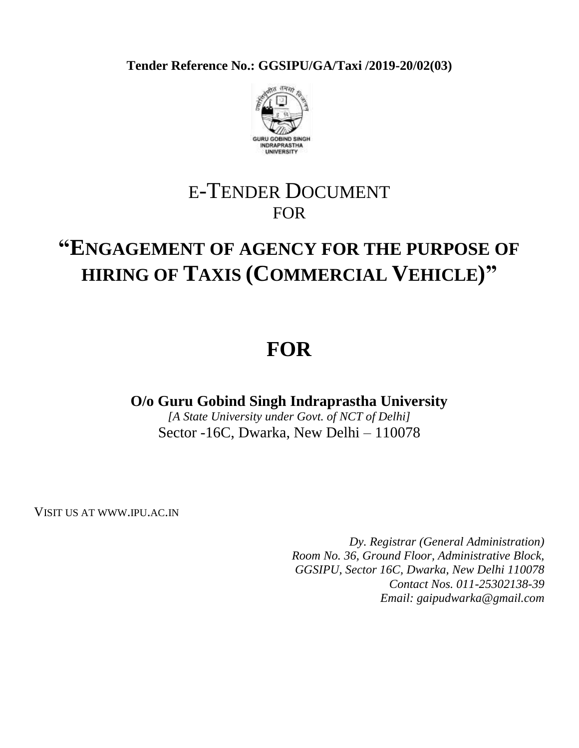**Tender Reference No.: GGSIPU/GA/Taxi /2019-20/02(03)**

# E-TENDER DOCUMENT
FOR

# "ENGAGEMENT OF AGENCY FOR THE PURPOSE OF HIRING OF TAXIS (COMMERCIAL VEHICLE)"

# FOR

**O/o Guru Gobind Singh Indraprastha University**

*[A State University under Govt. of NCT of Delhi]*

Sector -16C, Dwarka, New Delhi – 110078

VISIT US AT WWW.IPU.AC.IN

*Dy. Registrar (General Administration)*
*Room No. 36, Ground Floor, Administrative Block,*
*GGSIPU, Sector 16C, Dwarka, New Delhi 110078*
*Contact Nos. 011-25302138-39*
*Email: gaipudwarka@gmail.com*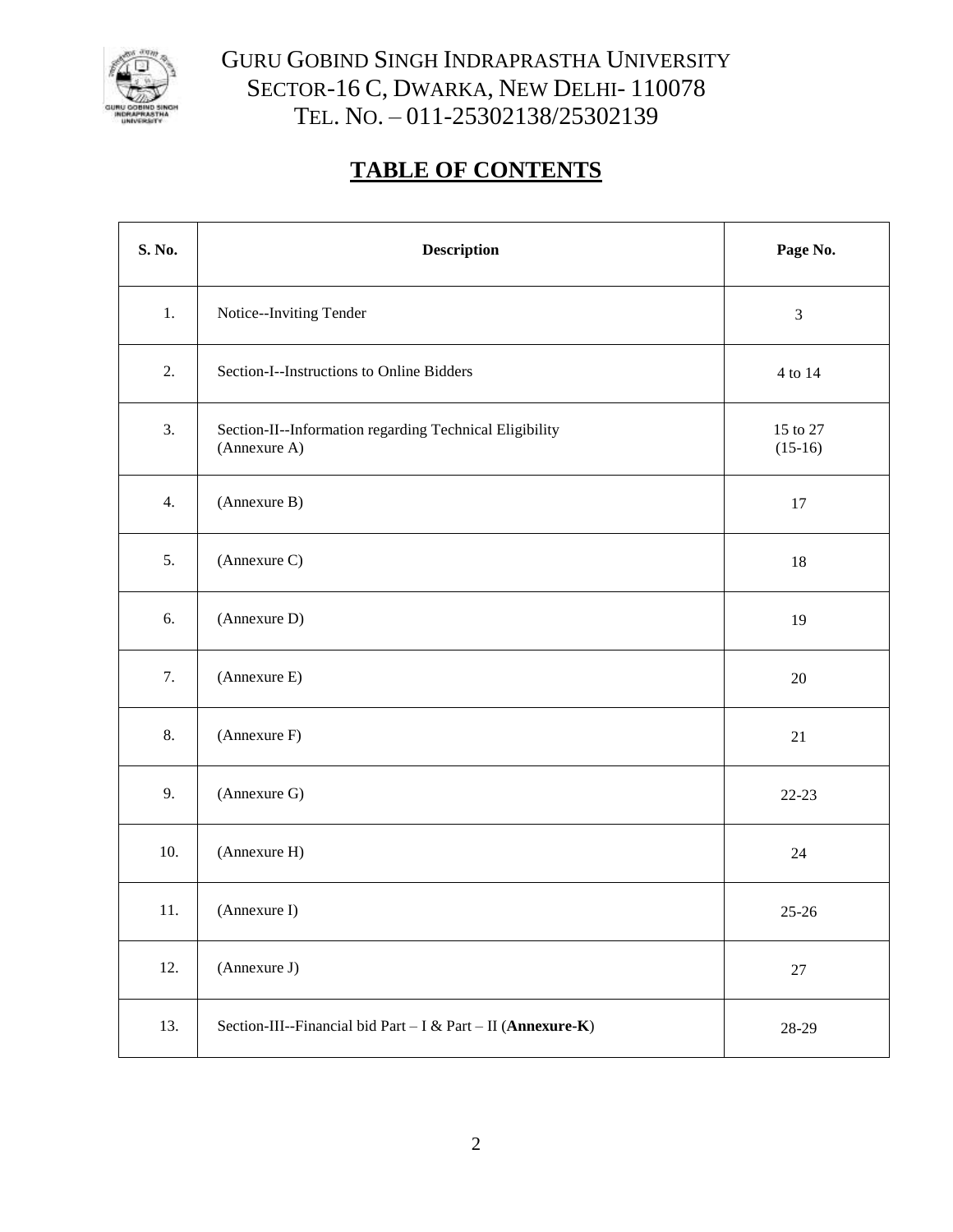GURU GOBIND SINGH INDRAPRASTHA UNIVERSITY
SECTOR-16 C, DWARKA, NEW DELHI- 110078
TEL. NO. – 011-25302138/25302139

# TABLE OF CONTENTS

| S. No. | Description | Page No. |
|---|---|---|
| 1. | Notice--Inviting Tender | 3 |
| 2. | Section-I--Instructions to Online Bidders | 4 to 14 |
| 3. | Section-II--Information regarding Technical Eligibility (Annexure A) | 15 to 27 (15-16) |
| 4. | (Annexure B) | 17 |
| 5. | (Annexure C) | 18 |
| 6. | (Annexure D) | 19 |
| 7. | (Annexure E) | 20 |
| 8. | (Annexure F) | 21 |
| 9. | (Annexure G) | 22-23 |
| 10. | (Annexure H) | 24 |
| 11. | (Annexure I) | 25-26 |
| 12. | (Annexure J) | 27 |
| 13. | Section-III--Financial bid Part – I & Part – II (**Annexure-K**) | 28-29 |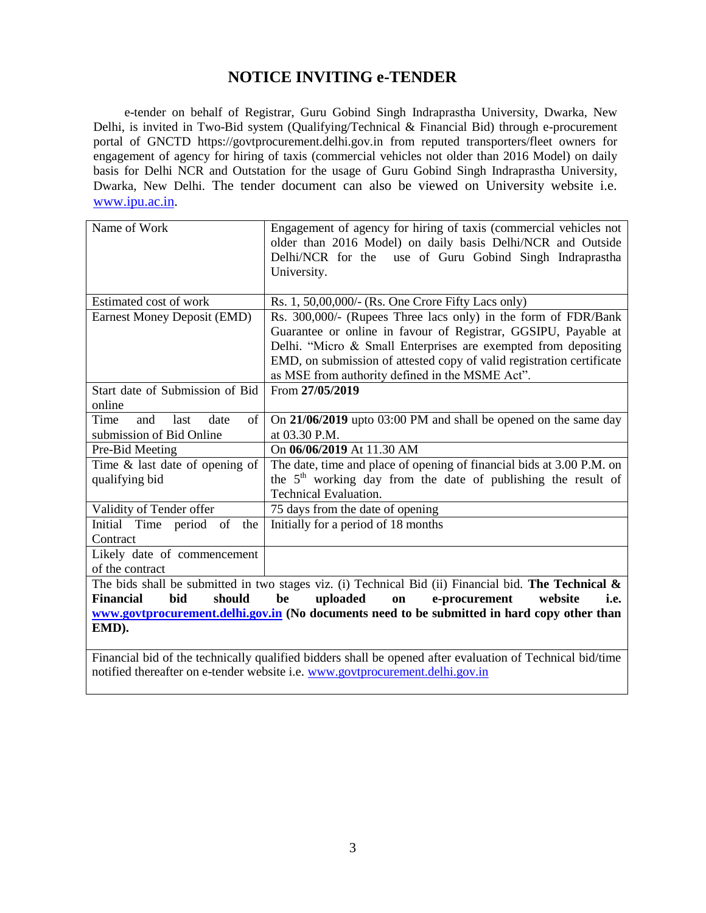# NOTICE INVITING e-TENDER

e-tender on behalf of Registrar, Guru Gobind Singh Indraprastha University, Dwarka, New Delhi, is invited in Two-Bid system (Qualifying/Technical & Financial Bid) through e-procurement portal of GNCTD https://govtprocurement.delhi.gov.in from reputed transporters/fleet owners for engagement of agency for hiring of taxis (commercial vehicles not older than 2016 Model) on daily basis for Delhi NCR and Outstation for the usage of Guru Gobind Singh Indraprastha University, Dwarka, New Delhi. The tender document can also be viewed on University website i.e. www.ipu.ac.in.

| Name of Work | Engagement of agency for hiring of taxis (commercial vehicles not older than 2016 Model) on daily basis Delhi/NCR and Outside Delhi/NCR for the use of Guru Gobind Singh Indraprastha University. |
|---|---|
| Estimated cost of work | Rs. 1, 50,00,000/- (Rs. One Crore Fifty Lacs only) |
| Earnest Money Deposit (EMD) | Rs. 300,000/- (Rupees Three lacs only) in the form of FDR/Bank Guarantee or online in favour of Registrar, GGSIPU, Payable at Delhi. "Micro & Small Enterprises are exempted from depositing EMD, on submission of attested copy of valid registration certificate as MSE from authority defined in the MSME Act". |
| Start date of Submission of Bid online | From **27/05/2019** |
| Time and last date of submission of Bid Online | On **21/06/2019** upto 03:00 PM and shall be opened on the same day at 03.30 P.M. |
| Pre-Bid Meeting | On **06/06/2019** At 11.30 AM |
| Time & last date of opening of qualifying bid | The date, time and place of opening of financial bids at 3.00 P.M. on the 5th working day from the date of publishing the result of Technical Evaluation. |
| Validity of Tender offer | 75 days from the date of opening |
| Initial Time period of the Contract | Initially for a period of 18 months |
| Likely date of commencement of the contract | |
| The bids shall be submitted in two stages viz. (i) Technical Bid (ii) Financial bid. **The Technical & Financial bid should be uploaded on e-procurement website i.e. www.govtprocurement.delhi.gov.in (No documents need to be submitted in hard copy other than EMD).** | |
| Financial bid of the technically qualified bidders shall be opened after evaluation of Technical bid/time notified thereafter on e-tender website i.e. www.govtprocurement.delhi.gov.in | |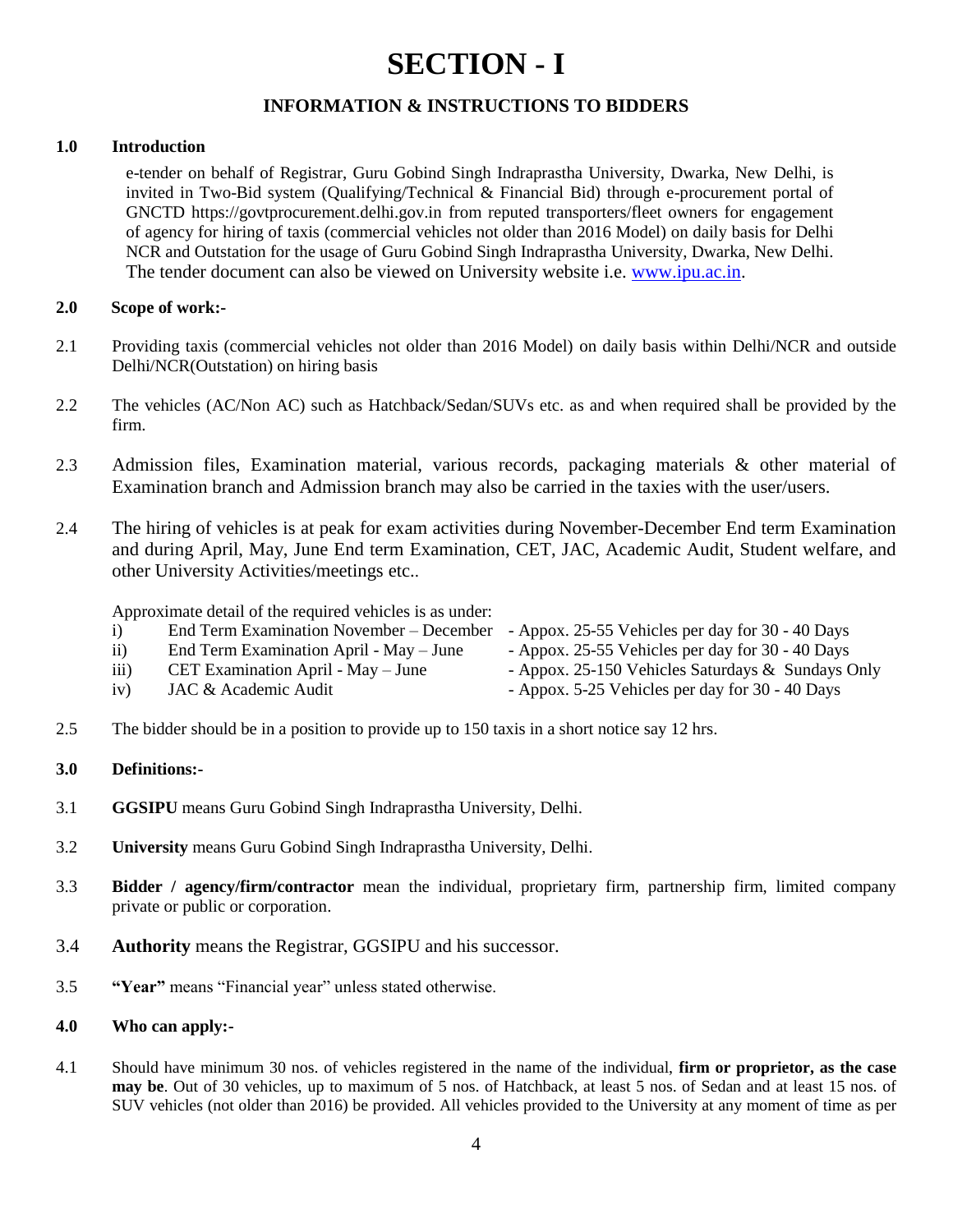# SECTION - I

## INFORMATION & INSTRUCTIONS TO BIDDERS

**1.0 Introduction**

e-tender on behalf of Registrar, Guru Gobind Singh Indraprastha University, Dwarka, New Delhi, is invited in Two-Bid system (Qualifying/Technical & Financial Bid) through e-procurement portal of GNCTD https://govtprocurement.delhi.gov.in from reputed transporters/fleet owners for engagement of agency for hiring of taxis (commercial vehicles not older than 2016 Model) on daily basis for Delhi NCR and Outstation for the usage of Guru Gobind Singh Indraprastha University, Dwarka, New Delhi. The tender document can also be viewed on University website i.e. [www.ipu.ac.in](www.ipu.ac.in).

**2.0 Scope of work:-**

2.1 Providing taxis (commercial vehicles not older than 2016 Model) on daily basis within Delhi/NCR and outside Delhi/NCR(Outstation) on hiring basis

2.2 The vehicles (AC/Non AC) such as Hatchback/Sedan/SUVs etc. as and when required shall be provided by the firm.

2.3 Admission files, Examination material, various records, packaging materials & other material of Examination branch and Admission branch may also be carried in the taxies with the user/users.

2.4 The hiring of vehicles is at peak for exam activities during November-December End term Examination and during April, May, June End term Examination, CET, JAC, Academic Audit, Student welfare, and other University Activities/meetings etc..

Approximate detail of the required vehicles is as under:

i) End Term Examination November – December - Appox. 25-55 Vehicles per day for 30 - 40 Days
ii) End Term Examination April - May – June - Appox. 25-55 Vehicles per day for 30 - 40 Days
iii) CET Examination April - May – June - Appox. 25-150 Vehicles Saturdays & Sundays Only
iv) JAC & Academic Audit - Appox. 5-25 Vehicles per day for 30 - 40 Days

2.5 The bidder should be in a position to provide up to 150 taxis in a short notice say 12 hrs.

**3.0 Definitions:-**

3.1 **GGSIPU** means Guru Gobind Singh Indraprastha University, Delhi.

3.2 **University** means Guru Gobind Singh Indraprastha University, Delhi.

3.3 **Bidder / agency/firm/contractor** mean the individual, proprietary firm, partnership firm, limited company private or public or corporation.

3.4 **Authority** means the Registrar, GGSIPU and his successor.

3.5 **"Year"** means "Financial year" unless stated otherwise.

**4.0 Who can apply:-**

4.1 Should have minimum 30 nos. of vehicles registered in the name of the individual, **firm or proprietor, as the case may be**. Out of 30 vehicles, up to maximum of 5 nos. of Hatchback, at least 5 nos. of Sedan and at least 15 nos. of SUV vehicles (not older than 2016) be provided. All vehicles provided to the University at any moment of time as per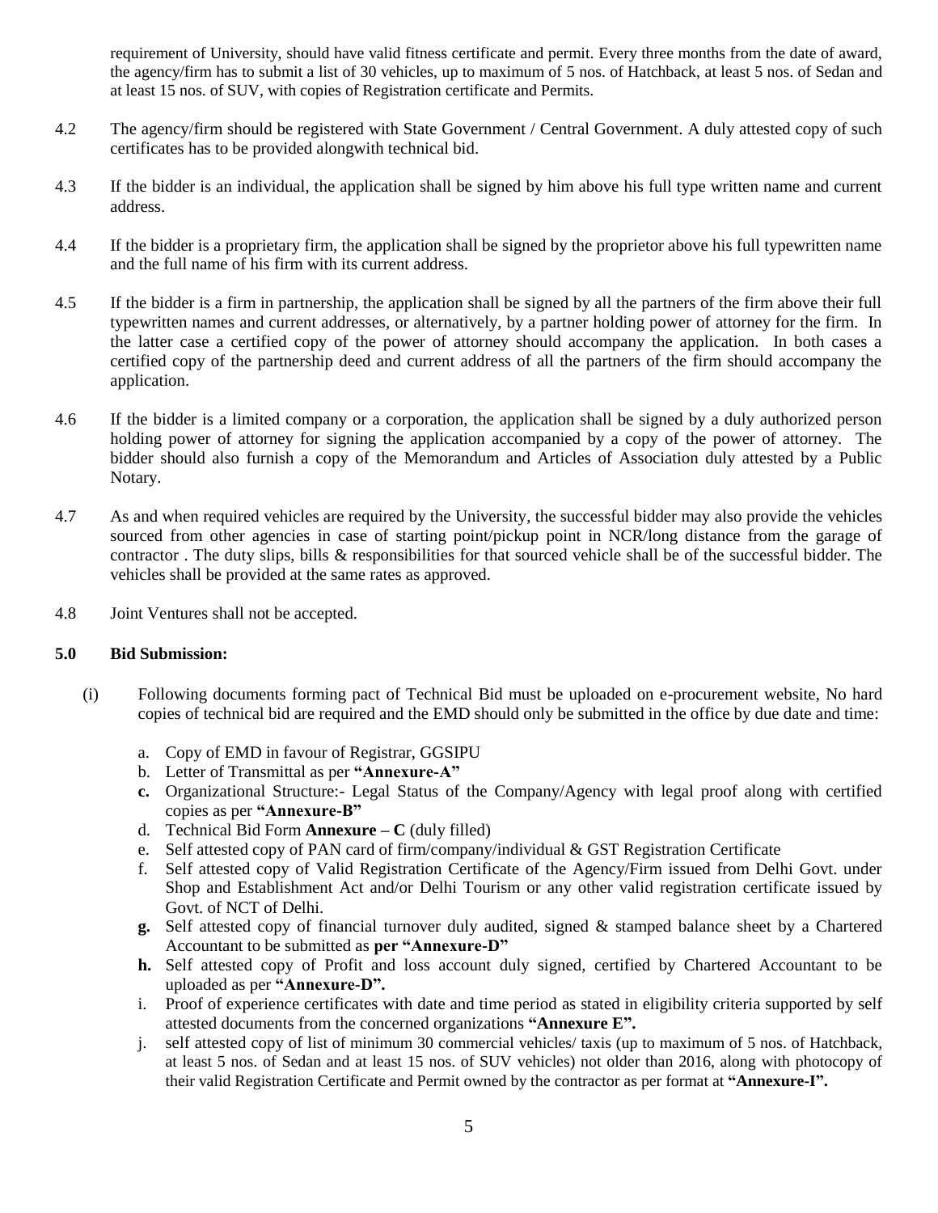requirement of University, should have valid fitness certificate and permit. Every three months from the date of award, the agency/firm has to submit a list of 30 vehicles, up to maximum of 5 nos. of Hatchback, at least 5 nos. of Sedan and at least 15 nos. of SUV, with copies of Registration certificate and Permits.

4.2 The agency/firm should be registered with State Government / Central Government. A duly attested copy of such certificates has to be provided alongwith technical bid.

4.3 If the bidder is an individual, the application shall be signed by him above his full type written name and current address.

4.4 If the bidder is a proprietary firm, the application shall be signed by the proprietor above his full typewritten name and the full name of his firm with its current address.

4.5 If the bidder is a firm in partnership, the application shall be signed by all the partners of the firm above their full typewritten names and current addresses, or alternatively, by a partner holding power of attorney for the firm. In the latter case a certified copy of the power of attorney should accompany the application. In both cases a certified copy of the partnership deed and current address of all the partners of the firm should accompany the application.

4.6 If the bidder is a limited company or a corporation, the application shall be signed by a duly authorized person holding power of attorney for signing the application accompanied by a copy of the power of attorney. The bidder should also furnish a copy of the Memorandum and Articles of Association duly attested by a Public Notary.

4.7 As and when required vehicles are required by the University, the successful bidder may also provide the vehicles sourced from other agencies in case of starting point/pickup point in NCR/long distance from the garage of contractor . The duty slips, bills & responsibilities for that sourced vehicle shall be of the successful bidder. The vehicles shall be provided at the same rates as approved.

4.8 Joint Ventures shall not be accepted.

**5.0 Bid Submission:**

(i) Following documents forming pact of Technical Bid must be uploaded on e-procurement website, No hard copies of technical bid are required and the EMD should only be submitted in the office by due date and time:

a. Copy of EMD in favour of Registrar, GGSIPU
b. Letter of Transmittal as per **"Annexure-A"**
**c.** Organizational Structure:- Legal Status of the Company/Agency with legal proof along with certified copies as per **"Annexure-B"**
d. Technical Bid Form **Annexure – C** (duly filled)
e. Self attested copy of PAN card of firm/company/individual & GST Registration Certificate
f. Self attested copy of Valid Registration Certificate of the Agency/Firm issued from Delhi Govt. under Shop and Establishment Act and/or Delhi Tourism or any other valid registration certificate issued by Govt. of NCT of Delhi.
**g.** Self attested copy of financial turnover duly audited, signed & stamped balance sheet by a Chartered Accountant to be submitted as **per "Annexure-D"**
**h.** Self attested copy of Profit and loss account duly signed, certified by Chartered Accountant to be uploaded as per **"Annexure-D".**
i. Proof of experience certificates with date and time period as stated in eligibility criteria supported by self attested documents from the concerned organizations **"Annexure E".**
j. self attested copy of list of minimum 30 commercial vehicles/ taxis (up to maximum of 5 nos. of Hatchback, at least 5 nos. of Sedan and at least 15 nos. of SUV vehicles) not older than 2016, along with photocopy of their valid Registration Certificate and Permit owned by the contractor as per format at **"Annexure-I".**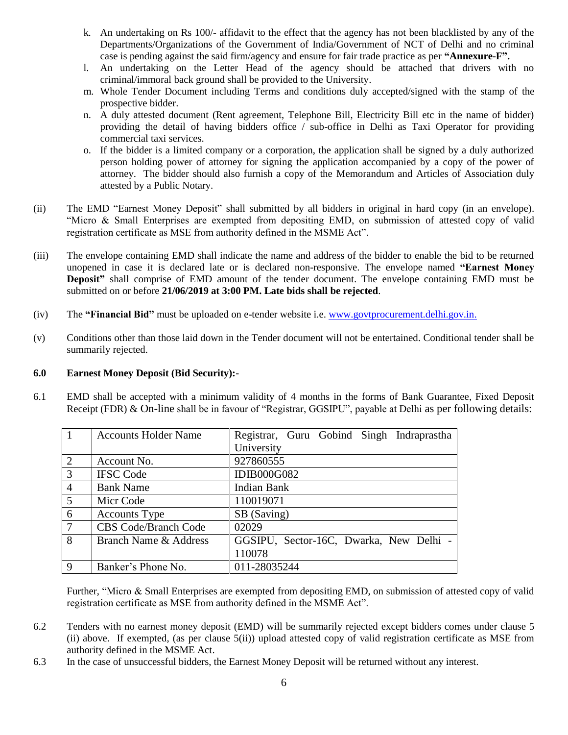k. An undertaking on Rs 100/- affidavit to the effect that the agency has not been blacklisted by any of the Departments/Organizations of the Government of India/Government of NCT of Delhi and no criminal case is pending against the said firm/agency and ensure for fair trade practice as per **"Annexure-F".**

l. An undertaking on the Letter Head of the agency should be attached that drivers with no criminal/immoral back ground shall be provided to the University.

m. Whole Tender Document including Terms and conditions duly accepted/signed with the stamp of the prospective bidder.

n. A duly attested document (Rent agreement, Telephone Bill, Electricity Bill etc in the name of bidder) providing the detail of having bidders office / sub-office in Delhi as Taxi Operator for providing commercial taxi services.

o. If the bidder is a limited company or a corporation, the application shall be signed by a duly authorized person holding power of attorney for signing the application accompanied by a copy of the power of attorney. The bidder should also furnish a copy of the Memorandum and Articles of Association duly attested by a Public Notary.

(ii) The EMD "Earnest Money Deposit" shall submitted by all bidders in original in hard copy (in an envelope). "Micro & Small Enterprises are exempted from depositing EMD, on submission of attested copy of valid registration certificate as MSE from authority defined in the MSME Act".

(iii) The envelope containing EMD shall indicate the name and address of the bidder to enable the bid to be returned unopened in case it is declared late or is declared non-responsive. The envelope named **"Earnest Money Deposit"** shall comprise of EMD amount of the tender document. The envelope containing EMD must be submitted on or before **21/06/2019 at 3:00 PM. Late bids shall be rejected**.

(iv) The **"Financial Bid"** must be uploaded on e-tender website i.e. www.govtprocurement.delhi.gov.in.

(v) Conditions other than those laid down in the Tender document will not be entertained. Conditional tender shall be summarily rejected.

**6.0 Earnest Money Deposit (Bid Security):-**

6.1 EMD shall be accepted with a minimum validity of 4 months in the forms of Bank Guarantee, Fixed Deposit Receipt (FDR) & On-line shall be in favour of "Registrar, GGSIPU", payable at Delhi as per following details:

| 1 | Accounts Holder Name | Registrar, Guru Gobind Singh Indraprastha University |
|---|---|---|
| 2 | Account No. | 927860555 |
| 3 | IFSC Code | IDIB000G082 |
| 4 | Bank Name | Indian Bank |
| 5 | Micr Code | 110019071 |
| 6 | Accounts Type | SB (Saving) |
| 7 | CBS Code/Branch Code | 02029 |
| 8 | Branch Name & Address | GGSIPU, Sector-16C, Dwarka, New Delhi - 110078 |
| 9 | Banker's Phone No. | 011-28035244 |

Further, "Micro & Small Enterprises are exempted from depositing EMD, on submission of attested copy of valid registration certificate as MSE from authority defined in the MSME Act".

6.2 Tenders with no earnest money deposit (EMD) will be summarily rejected except bidders comes under clause 5 (ii) above. If exempted, (as per clause 5(ii)) upload attested copy of valid registration certificate as MSE from authority defined in the MSME Act.

6.3 In the case of unsuccessful bidders, the Earnest Money Deposit will be returned without any interest.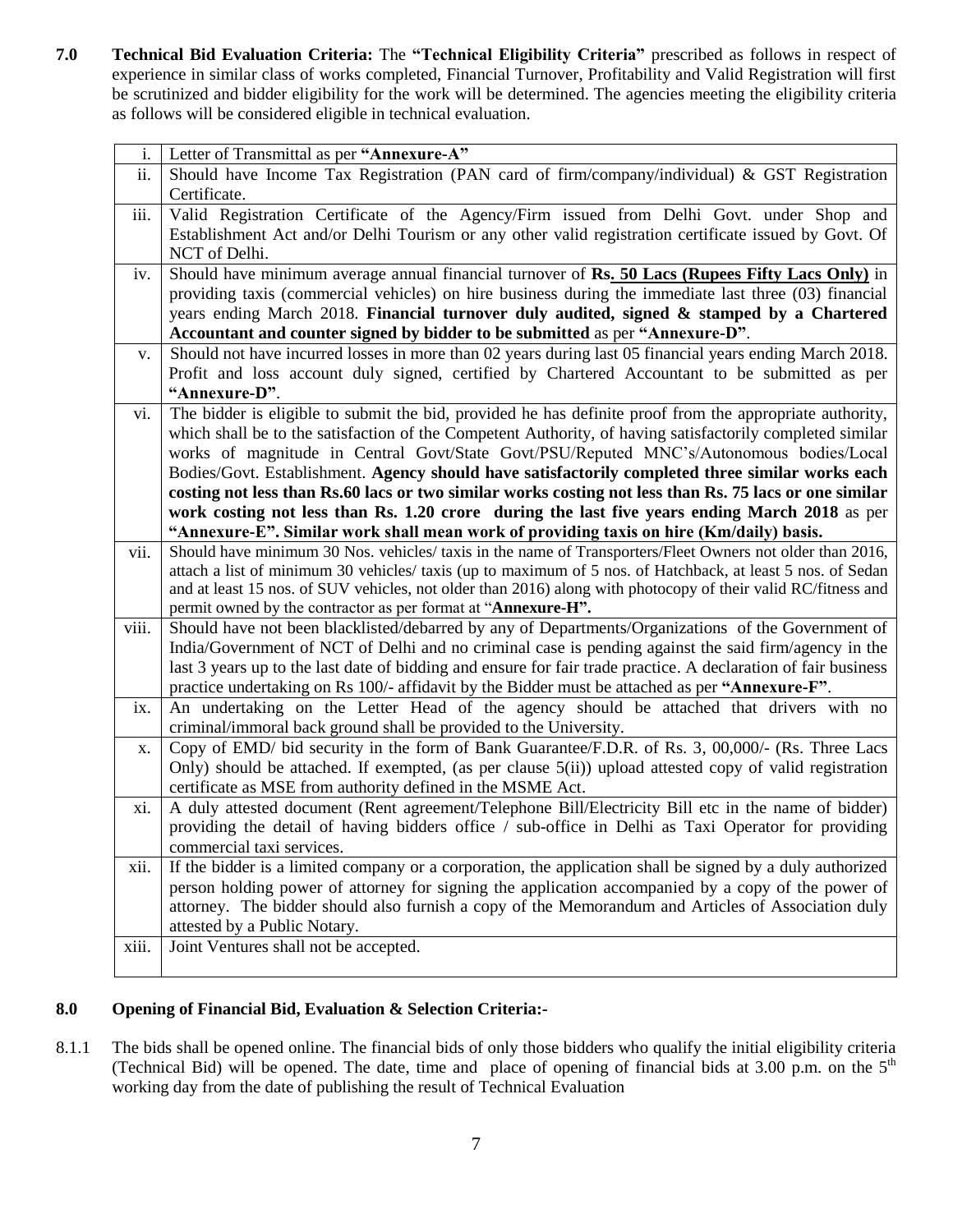**7.0 Technical Bid Evaluation Criteria:** The **"Technical Eligibility Criteria"** prescribed as follows in respect of experience in similar class of works completed, Financial Turnover, Profitability and Valid Registration will first be scrutinized and bidder eligibility for the work will be determined. The agencies meeting the eligibility criteria as follows will be considered eligible in technical evaluation.

| | |
|---|---|
| i. | Letter of Transmittal as per **"Annexure-A"** |
| ii. | Should have Income Tax Registration (PAN card of firm/company/individual) & GST Registration Certificate. |
| iii. | Valid Registration Certificate of the Agency/Firm issued from Delhi Govt. under Shop and Establishment Act and/or Delhi Tourism or any other valid registration certificate issued by Govt. Of NCT of Delhi. |
| iv. | Should have minimum average annual financial turnover of **Rs. 50 Lacs (Rupees Fifty Lacs Only)** in providing taxis (commercial vehicles) on hire business during the immediate last three (03) financial years ending March 2018. **Financial turnover duly audited, signed & stamped by a Chartered Accountant and counter signed by bidder to be submitted** as per **"Annexure-D"**. |
| v. | Should not have incurred losses in more than 02 years during last 05 financial years ending March 2018. Profit and loss account duly signed, certified by Chartered Accountant to be submitted as per **"Annexure-D"**. |
| vi. | The bidder is eligible to submit the bid, provided he has definite proof from the appropriate authority, which shall be to the satisfaction of the Competent Authority, of having satisfactorily completed similar works of magnitude in Central Govt/State Govt/PSU/Reputed MNC's/Autonomous bodies/Local Bodies/Govt. Establishment. **Agency should have satisfactorily completed three similar works each costing not less than Rs.60 lacs or two similar works costing not less than Rs. 75 lacs or one similar work costing not less than Rs. 1.20 crore during the last five years ending March 2018** as per **"Annexure-E". Similar work shall mean work of providing taxis on hire (Km/daily) basis.** |
| vii. | Should have minimum 30 Nos. vehicles/ taxis in the name of Transporters/Fleet Owners not older than 2016, attach a list of minimum 30 vehicles/ taxis (up to maximum of 5 nos. of Hatchback, at least 5 nos. of Sedan and at least 15 nos. of SUV vehicles, not older than 2016) along with photocopy of their valid RC/fitness and permit owned by the contractor as per format at "**Annexure-H".** |
| viii. | Should have not been blacklisted/debarred by any of Departments/Organizations of the Government of India/Government of NCT of Delhi and no criminal case is pending against the said firm/agency in the last 3 years up to the last date of bidding and ensure for fair trade practice. A declaration of fair business practice undertaking on Rs 100/- affidavit by the Bidder must be attached as per **"Annexure-F"**. |
| ix. | An undertaking on the Letter Head of the agency should be attached that drivers with no criminal/immoral back ground shall be provided to the University. |
| x. | Copy of EMD/ bid security in the form of Bank Guarantee/F.D.R. of Rs. 3, 00,000/- (Rs. Three Lacs Only) should be attached. If exempted, (as per clause 5(ii)) upload attested copy of valid registration certificate as MSE from authority defined in the MSME Act. |
| xi. | A duly attested document (Rent agreement/Telephone Bill/Electricity Bill etc in the name of bidder) providing the detail of having bidders office / sub-office in Delhi as Taxi Operator for providing commercial taxi services. |
| xii. | If the bidder is a limited company or a corporation, the application shall be signed by a duly authorized person holding power of attorney for signing the application accompanied by a copy of the power of attorney. The bidder should also furnish a copy of the Memorandum and Articles of Association duly attested by a Public Notary. |
| xiii. | Joint Ventures shall not be accepted. |

**8.0 Opening of Financial Bid, Evaluation & Selection Criteria:-**

8.1.1 The bids shall be opened online. The financial bids of only those bidders who qualify the initial eligibility criteria (Technical Bid) will be opened. The date, time and place of opening of financial bids at 3.00 p.m. on the 5th working day from the date of publishing the result of Technical Evaluation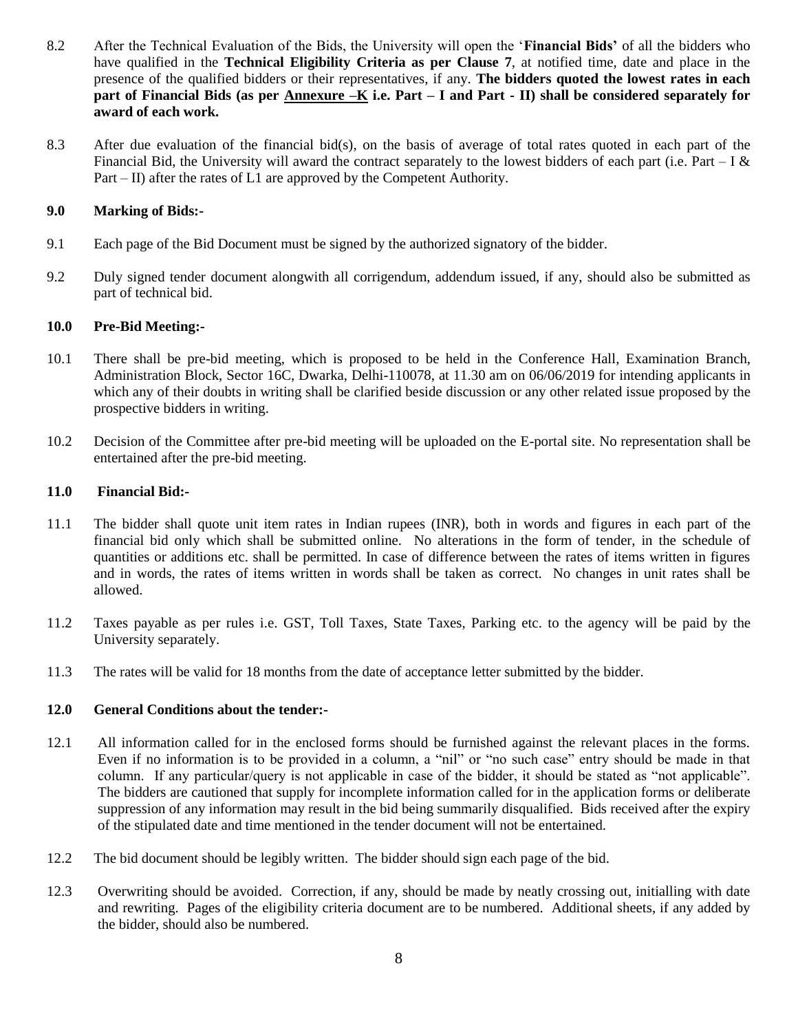8.2 After the Technical Evaluation of the Bids, the University will open the '**Financial Bids'** of all the bidders who have qualified in the **Technical Eligibility Criteria as per Clause 7**, at notified time, date and place in the presence of the qualified bidders or their representatives, if any. **The bidders quoted the lowest rates in each part of Financial Bids (as per Annexure –K i.e. Part – I and Part - II) shall be considered separately for award of each work.**

8.3 After due evaluation of the financial bid(s), on the basis of average of total rates quoted in each part of the Financial Bid, the University will award the contract separately to the lowest bidders of each part (i.e. Part – I & Part – II) after the rates of L1 are approved by the Competent Authority.

**9.0 Marking of Bids:-**

9.1 Each page of the Bid Document must be signed by the authorized signatory of the bidder.

9.2 Duly signed tender document alongwith all corrigendum, addendum issued, if any, should also be submitted as part of technical bid.

**10.0 Pre-Bid Meeting:-**

10.1 There shall be pre-bid meeting, which is proposed to be held in the Conference Hall, Examination Branch, Administration Block, Sector 16C, Dwarka, Delhi-110078, at 11.30 am on 06/06/2019 for intending applicants in which any of their doubts in writing shall be clarified beside discussion or any other related issue proposed by the prospective bidders in writing.

10.2 Decision of the Committee after pre-bid meeting will be uploaded on the E-portal site. No representation shall be entertained after the pre-bid meeting.

**11.0 Financial Bid:-**

11.1 The bidder shall quote unit item rates in Indian rupees (INR), both in words and figures in each part of the financial bid only which shall be submitted online. No alterations in the form of tender, in the schedule of quantities or additions etc. shall be permitted. In case of difference between the rates of items written in figures and in words, the rates of items written in words shall be taken as correct. No changes in unit rates shall be allowed.

11.2 Taxes payable as per rules i.e. GST, Toll Taxes, State Taxes, Parking etc. to the agency will be paid by the University separately.

11.3 The rates will be valid for 18 months from the date of acceptance letter submitted by the bidder.

**12.0 General Conditions about the tender:-**

12.1 All information called for in the enclosed forms should be furnished against the relevant places in the forms. Even if no information is to be provided in a column, a "nil" or "no such case" entry should be made in that column. If any particular/query is not applicable in case of the bidder, it should be stated as "not applicable". The bidders are cautioned that supply for incomplete information called for in the application forms or deliberate suppression of any information may result in the bid being summarily disqualified. Bids received after the expiry of the stipulated date and time mentioned in the tender document will not be entertained.

12.2 The bid document should be legibly written. The bidder should sign each page of the bid.

12.3 Overwriting should be avoided. Correction, if any, should be made by neatly crossing out, initialling with date and rewriting. Pages of the eligibility criteria document are to be numbered. Additional sheets, if any added by the bidder, should also be numbered.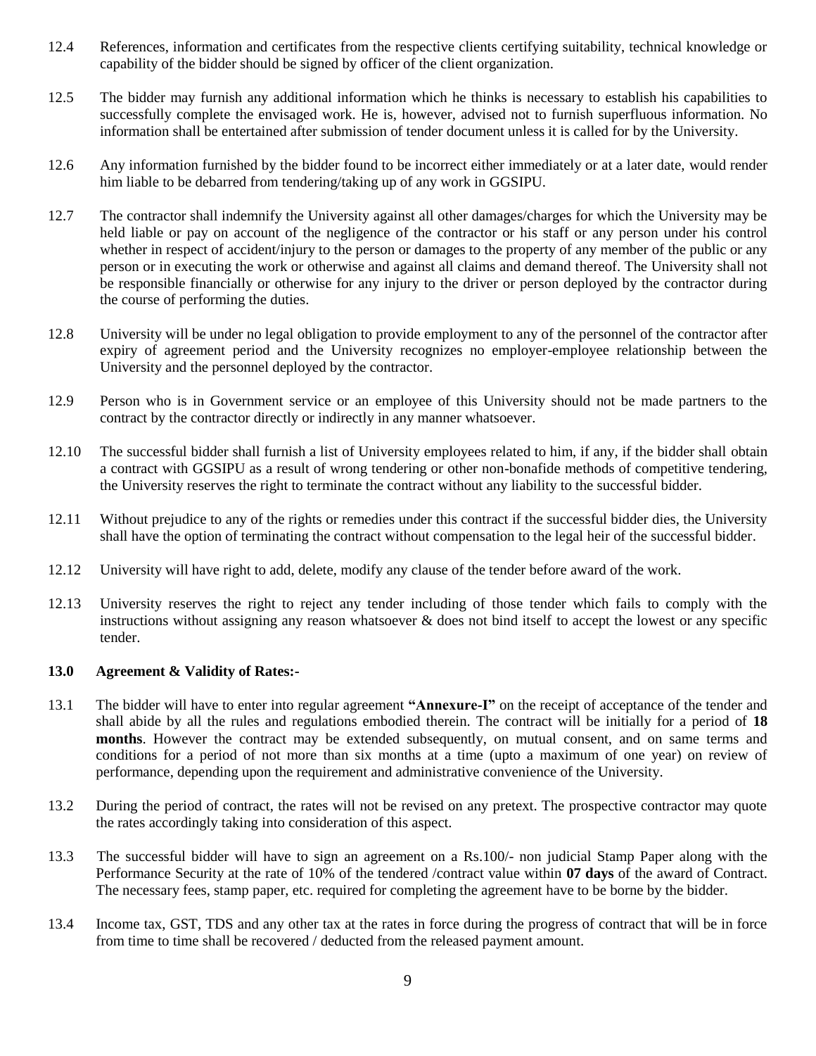12.4 References, information and certificates from the respective clients certifying suitability, technical knowledge or capability of the bidder should be signed by officer of the client organization.

12.5 The bidder may furnish any additional information which he thinks is necessary to establish his capabilities to successfully complete the envisaged work. He is, however, advised not to furnish superfluous information. No information shall be entertained after submission of tender document unless it is called for by the University.

12.6 Any information furnished by the bidder found to be incorrect either immediately or at a later date, would render him liable to be debarred from tendering/taking up of any work in GGSIPU.

12.7 The contractor shall indemnify the University against all other damages/charges for which the University may be held liable or pay on account of the negligence of the contractor or his staff or any person under his control whether in respect of accident/injury to the person or damages to the property of any member of the public or any person or in executing the work or otherwise and against all claims and demand thereof. The University shall not be responsible financially or otherwise for any injury to the driver or person deployed by the contractor during the course of performing the duties.

12.8 University will be under no legal obligation to provide employment to any of the personnel of the contractor after expiry of agreement period and the University recognizes no employer-employee relationship between the University and the personnel deployed by the contractor.

12.9 Person who is in Government service or an employee of this University should not be made partners to the contract by the contractor directly or indirectly in any manner whatsoever.

12.10 The successful bidder shall furnish a list of University employees related to him, if any, if the bidder shall obtain a contract with GGSIPU as a result of wrong tendering or other non-bonafide methods of competitive tendering, the University reserves the right to terminate the contract without any liability to the successful bidder.

12.11 Without prejudice to any of the rights or remedies under this contract if the successful bidder dies, the University shall have the option of terminating the contract without compensation to the legal heir of the successful bidder.

12.12 University will have right to add, delete, modify any clause of the tender before award of the work.

12.13 University reserves the right to reject any tender including of those tender which fails to comply with the instructions without assigning any reason whatsoever & does not bind itself to accept the lowest or any specific tender.

**13.0 Agreement & Validity of Rates:-**

13.1 The bidder will have to enter into regular agreement **"Annexure-I"** on the receipt of acceptance of the tender and shall abide by all the rules and regulations embodied therein. The contract will be initially for a period of **18 months**. However the contract may be extended subsequently, on mutual consent, and on same terms and conditions for a period of not more than six months at a time (upto a maximum of one year) on review of performance, depending upon the requirement and administrative convenience of the University.

13.2 During the period of contract, the rates will not be revised on any pretext. The prospective contractor may quote the rates accordingly taking into consideration of this aspect.

13.3 The successful bidder will have to sign an agreement on a Rs.100/- non judicial Stamp Paper along with the Performance Security at the rate of 10% of the tendered /contract value within **07 days** of the award of Contract. The necessary fees, stamp paper, etc. required for completing the agreement have to be borne by the bidder.

13.4 Income tax, GST, TDS and any other tax at the rates in force during the progress of contract that will be in force from time to time shall be recovered / deducted from the released payment amount.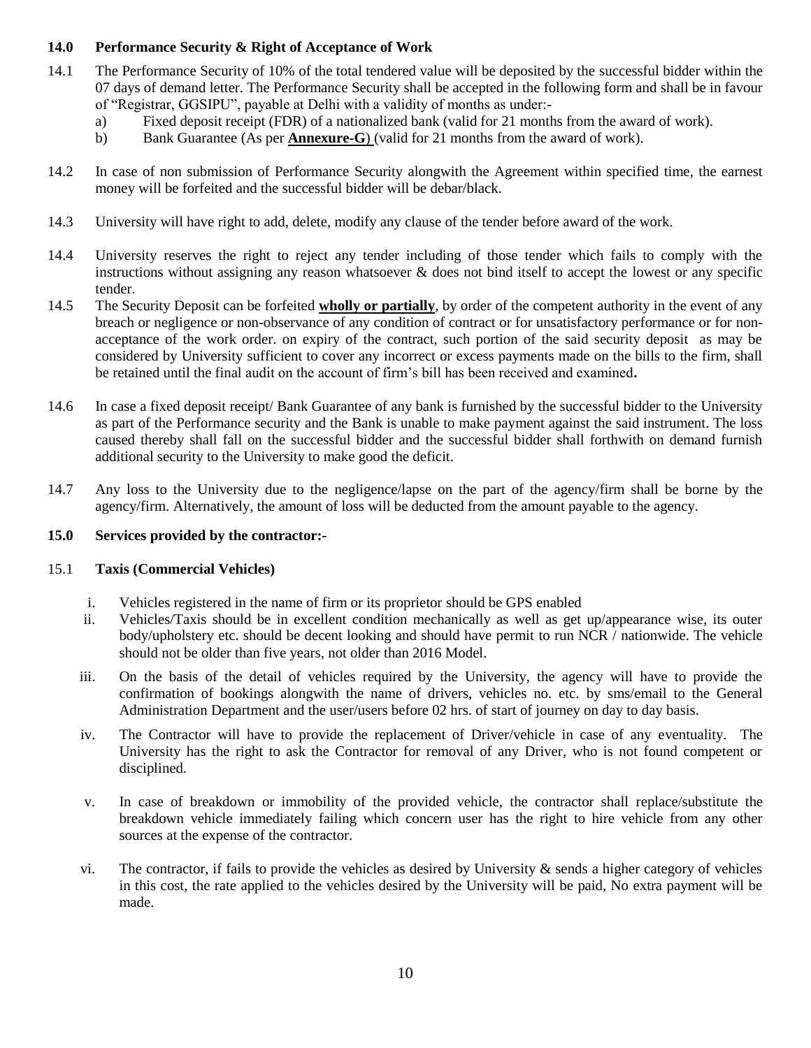### 14.0 Performance Security & Right of Acceptance of Work

14.1 The Performance Security of 10% of the total tendered value will be deposited by the successful bidder within the 07 days of demand letter. The Performance Security shall be accepted in the following form and shall be in favour of "Registrar, GGSIPU", payable at Delhi with a validity of months as under:-

   a) Fixed deposit receipt (FDR) of a nationalized bank (valid for 21 months from the award of work).

   b) Bank Guarantee (As per **<u>Annexure-G</u>**) (valid for 21 months from the award of work).

14.2 In case of non submission of Performance Security alongwith the Agreement within specified time, the earnest money will be forfeited and the successful bidder will be debar/black.

14.3 University will have right to add, delete, modify any clause of the tender before award of the work.

14.4 University reserves the right to reject any tender including of those tender which fails to comply with the instructions without assigning any reason whatsoever & does not bind itself to accept the lowest or any specific tender.

14.5 The Security Deposit can be forfeited **<u>wholly or partially</u>**, by order of the competent authority in the event of any breach or negligence or non-observance of any condition of contract or for unsatisfactory performance or for non-acceptance of the work order. on expiry of the contract, such portion of the said security deposit as may be considered by University sufficient to cover any incorrect or excess payments made on the bills to the firm, shall be retained until the final audit on the account of firm's bill has been received and examined**.**

14.6 In case a fixed deposit receipt/ Bank Guarantee of any bank is furnished by the successful bidder to the University as part of the Performance security and the Bank is unable to make payment against the said instrument. The loss caused thereby shall fall on the successful bidder and the successful bidder shall forthwith on demand furnish additional security to the University to make good the deficit.

14.7 Any loss to the University due to the negligence/lapse on the part of the agency/firm shall be borne by the agency/firm. Alternatively, the amount of loss will be deducted from the amount payable to the agency.

### 15.0 Services provided by the contractor:-

15.1 **Taxis (Commercial Vehicles)**

i. Vehicles registered in the name of firm or its proprietor should be GPS enabled

ii. Vehicles/Taxis should be in excellent condition mechanically as well as get up/appearance wise, its outer body/upholstery etc. should be decent looking and should have permit to run NCR / nationwide. The vehicle should not be older than five years, not older than 2016 Model.

iii. On the basis of the detail of vehicles required by the University, the agency will have to provide the confirmation of bookings alongwith the name of drivers, vehicles no. etc. by sms/email to the General Administration Department and the user/users before 02 hrs. of start of journey on day to day basis.

iv. The Contractor will have to provide the replacement of Driver/vehicle in case of any eventuality. The University has the right to ask the Contractor for removal of any Driver, who is not found competent or disciplined.

v. In case of breakdown or immobility of the provided vehicle, the contractor shall replace/substitute the breakdown vehicle immediately failing which concern user has the right to hire vehicle from any other sources at the expense of the contractor.

vi. The contractor, if fails to provide the vehicles as desired by University & sends a higher category of vehicles in this cost, the rate applied to the vehicles desired by the University will be paid, No extra payment will be made.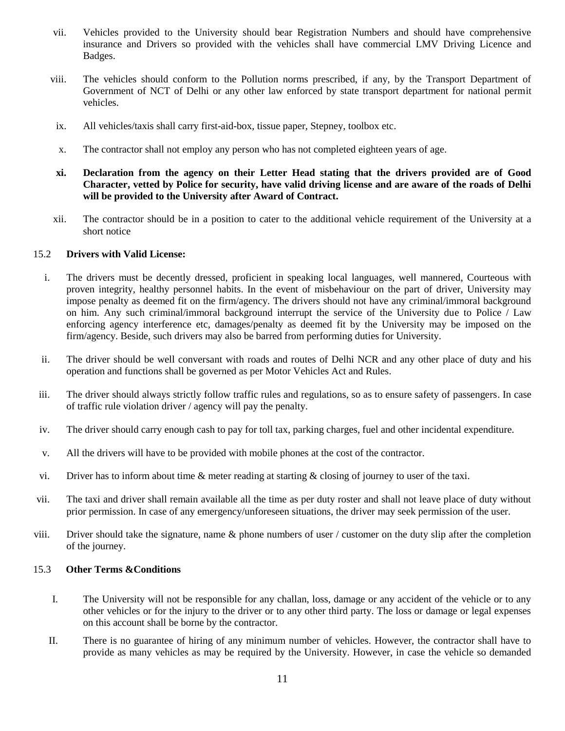vii. Vehicles provided to the University should bear Registration Numbers and should have comprehensive insurance and Drivers so provided with the vehicles shall have commercial LMV Driving Licence and Badges.

viii. The vehicles should conform to the Pollution norms prescribed, if any, by the Transport Department of Government of NCT of Delhi or any other law enforced by state transport department for national permit vehicles.

ix. All vehicles/taxis shall carry first-aid-box, tissue paper, Stepney, toolbox etc.

x. The contractor shall not employ any person who has not completed eighteen years of age.

**xi. Declaration from the agency on their Letter Head stating that the drivers provided are of Good Character, vetted by Police for security, have valid driving license and are aware of the roads of Delhi will be provided to the University after Award of Contract.**

xii. The contractor should be in a position to cater to the additional vehicle requirement of the University at a short notice

15.2 **Drivers with Valid License:**

i. The drivers must be decently dressed, proficient in speaking local languages, well mannered, Courteous with proven integrity, healthy personnel habits. In the event of misbehaviour on the part of driver, University may impose penalty as deemed fit on the firm/agency. The drivers should not have any criminal/immoral background on him. Any such criminal/immoral background interrupt the service of the University due to Police / Law enforcing agency interference etc, damages/penalty as deemed fit by the University may be imposed on the firm/agency. Beside, such drivers may also be barred from performing duties for University.

ii. The driver should be well conversant with roads and routes of Delhi NCR and any other place of duty and his operation and functions shall be governed as per Motor Vehicles Act and Rules.

iii. The driver should always strictly follow traffic rules and regulations, so as to ensure safety of passengers. In case of traffic rule violation driver / agency will pay the penalty.

iv. The driver should carry enough cash to pay for toll tax, parking charges, fuel and other incidental expenditure.

v. All the drivers will have to be provided with mobile phones at the cost of the contractor.

vi. Driver has to inform about time & meter reading at starting & closing of journey to user of the taxi.

vii. The taxi and driver shall remain available all the time as per duty roster and shall not leave place of duty without prior permission. In case of any emergency/unforeseen situations, the driver may seek permission of the user.

viii. Driver should take the signature, name & phone numbers of user / customer on the duty slip after the completion of the journey.

15.3 **Other Terms &Conditions**

I. The University will not be responsible for any challan, loss, damage or any accident of the vehicle or to any other vehicles or for the injury to the driver or to any other third party. The loss or damage or legal expenses on this account shall be borne by the contractor.

II. There is no guarantee of hiring of any minimum number of vehicles. However, the contractor shall have to provide as many vehicles as may be required by the University. However, in case the vehicle so demanded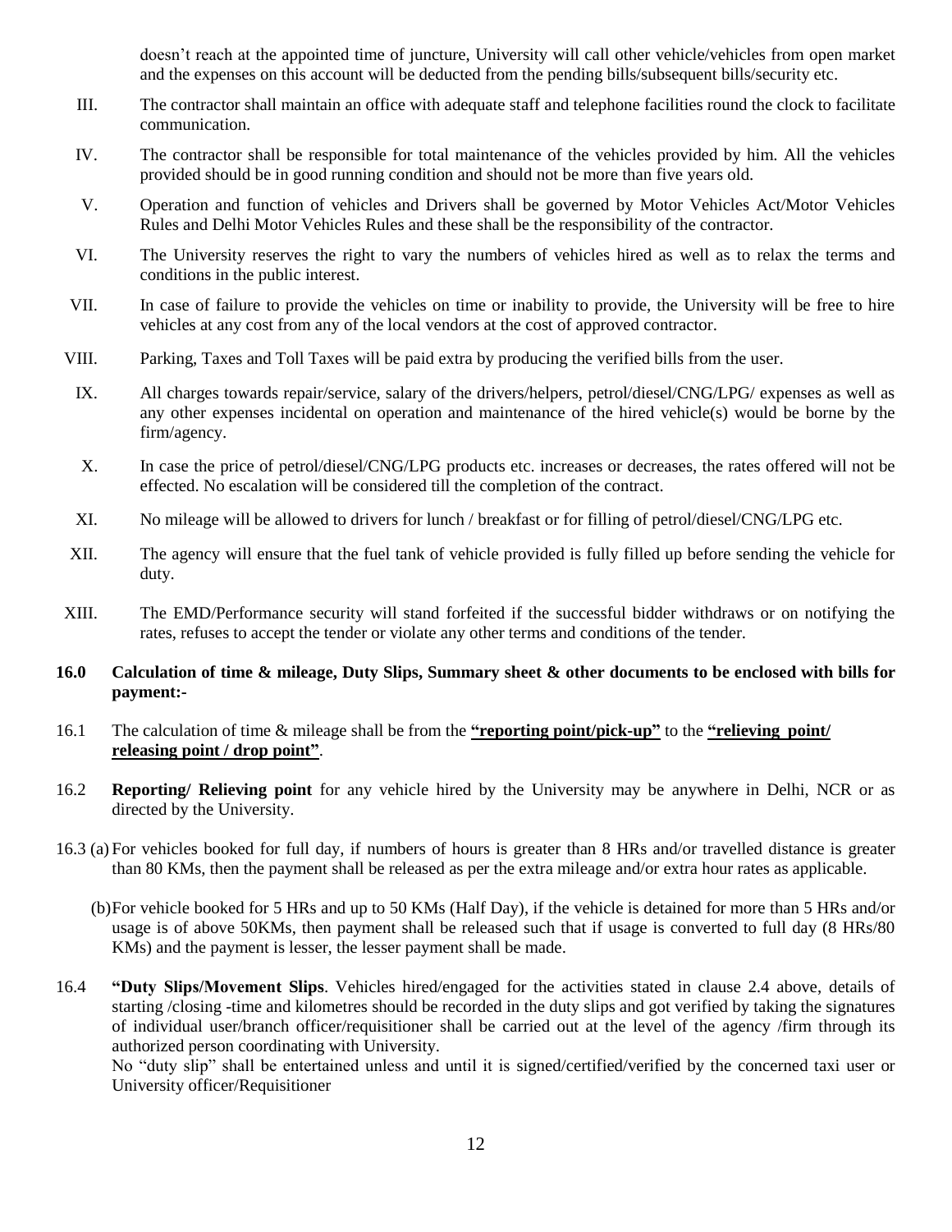doesn't reach at the appointed time of juncture, University will call other vehicle/vehicles from open market and the expenses on this account will be deducted from the pending bills/subsequent bills/security etc.

III. The contractor shall maintain an office with adequate staff and telephone facilities round the clock to facilitate communication.

IV. The contractor shall be responsible for total maintenance of the vehicles provided by him. All the vehicles provided should be in good running condition and should not be more than five years old.

V. Operation and function of vehicles and Drivers shall be governed by Motor Vehicles Act/Motor Vehicles Rules and Delhi Motor Vehicles Rules and these shall be the responsibility of the contractor.

VI. The University reserves the right to vary the numbers of vehicles hired as well as to relax the terms and conditions in the public interest.

VII. In case of failure to provide the vehicles on time or inability to provide, the University will be free to hire vehicles at any cost from any of the local vendors at the cost of approved contractor.

VIII. Parking, Taxes and Toll Taxes will be paid extra by producing the verified bills from the user.

IX. All charges towards repair/service, salary of the drivers/helpers, petrol/diesel/CNG/LPG/ expenses as well as any other expenses incidental on operation and maintenance of the hired vehicle(s) would be borne by the firm/agency.

X. In case the price of petrol/diesel/CNG/LPG products etc. increases or decreases, the rates offered will not be effected. No escalation will be considered till the completion of the contract.

XI. No mileage will be allowed to drivers for lunch / breakfast or for filling of petrol/diesel/CNG/LPG etc.

XII. The agency will ensure that the fuel tank of vehicle provided is fully filled up before sending the vehicle for duty.

XIII. The EMD/Performance security will stand forfeited if the successful bidder withdraws or on notifying the rates, refuses to accept the tender or violate any other terms and conditions of the tender.

**16.0 Calculation of time & mileage, Duty Slips, Summary sheet & other documents to be enclosed with bills for payment:-**

16.1 The calculation of time & mileage shall be from the **"reporting point/pick-up"** to the **"relieving point/ releasing point / drop point"**.

16.2 **Reporting/ Relieving point** for any vehicle hired by the University may be anywhere in Delhi, NCR or as directed by the University.

16.3 (a) For vehicles booked for full day, if numbers of hours is greater than 8 HRs and/or travelled distance is greater than 80 KMs, then the payment shall be released as per the extra mileage and/or extra hour rates as applicable.

(b) For vehicle booked for 5 HRs and up to 50 KMs (Half Day), if the vehicle is detained for more than 5 HRs and/or usage is of above 50KMs, then payment shall be released such that if usage is converted to full day (8 HRs/80 KMs) and the payment is lesser, the lesser payment shall be made.

16.4 **"Duty Slips/Movement Slips**. Vehicles hired/engaged for the activities stated in clause 2.4 above, details of starting /closing -time and kilometres should be recorded in the duty slips and got verified by taking the signatures of individual user/branch officer/requisitioner shall be carried out at the level of the agency /firm through its authorized person coordinating with University.
No "duty slip" shall be entertained unless and until it is signed/certified/verified by the concerned taxi user or University officer/Requisitioner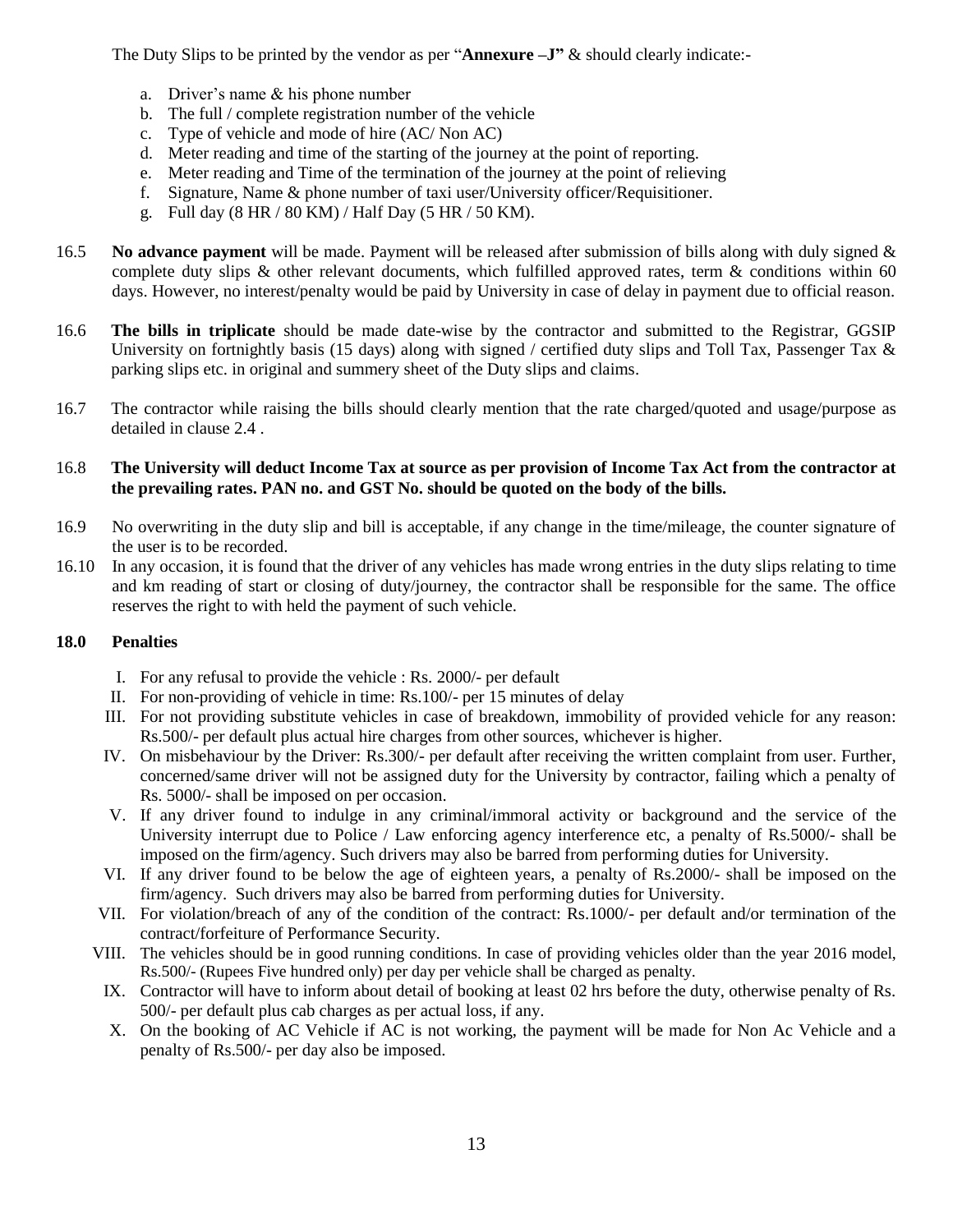The Duty Slips to be printed by the vendor as per "**Annexure –J"** & should clearly indicate:-

a. Driver's name & his phone number
b. The full / complete registration number of the vehicle
c. Type of vehicle and mode of hire (AC/ Non AC)
d. Meter reading and time of the starting of the journey at the point of reporting.
e. Meter reading and Time of the termination of the journey at the point of relieving
f. Signature, Name & phone number of taxi user/University officer/Requisitioner.
g. Full day (8 HR / 80 KM) / Half Day (5 HR / 50 KM).

16.5 **No advance payment** will be made. Payment will be released after submission of bills along with duly signed & complete duty slips & other relevant documents, which fulfilled approved rates, term & conditions within 60 days. However, no interest/penalty would be paid by University in case of delay in payment due to official reason.

16.6 **The bills in triplicate** should be made date-wise by the contractor and submitted to the Registrar, GGSIP University on fortnightly basis (15 days) along with signed / certified duty slips and Toll Tax, Passenger Tax & parking slips etc. in original and summery sheet of the Duty slips and claims.

16.7 The contractor while raising the bills should clearly mention that the rate charged/quoted and usage/purpose as detailed in clause 2.4 .

16.8 **The University will deduct Income Tax at source as per provision of Income Tax Act from the contractor at the prevailing rates. PAN no. and GST No. should be quoted on the body of the bills.**

16.9 No overwriting in the duty slip and bill is acceptable, if any change in the time/mileage, the counter signature of the user is to be recorded.

16.10 In any occasion, it is found that the driver of any vehicles has made wrong entries in the duty slips relating to time and km reading of start or closing of duty/journey, the contractor shall be responsible for the same. The office reserves the right to with held the payment of such vehicle.

## 18.0 Penalties

I. For any refusal to provide the vehicle : Rs. 2000/- per default
II. For non-providing of vehicle in time: Rs.100/- per 15 minutes of delay
III. For not providing substitute vehicles in case of breakdown, immobility of provided vehicle for any reason: Rs.500/- per default plus actual hire charges from other sources, whichever is higher.
IV. On misbehaviour by the Driver: Rs.300/- per default after receiving the written complaint from user. Further, concerned/same driver will not be assigned duty for the University by contractor, failing which a penalty of Rs. 5000/- shall be imposed on per occasion.
V. If any driver found to indulge in any criminal/immoral activity or background and the service of the University interrupt due to Police / Law enforcing agency interference etc, a penalty of Rs.5000/- shall be imposed on the firm/agency. Such drivers may also be barred from performing duties for University.
VI. If any driver found to be below the age of eighteen years, a penalty of Rs.2000/- shall be imposed on the firm/agency. Such drivers may also be barred from performing duties for University.
VII. For violation/breach of any of the condition of the contract: Rs.1000/- per default and/or termination of the contract/forfeiture of Performance Security.
VIII. The vehicles should be in good running conditions. In case of providing vehicles older than the year 2016 model, Rs.500/- (Rupees Five hundred only) per day per vehicle shall be charged as penalty.
IX. Contractor will have to inform about detail of booking at least 02 hrs before the duty, otherwise penalty of Rs. 500/- per default plus cab charges as per actual loss, if any.
X. On the booking of AC Vehicle if AC is not working, the payment will be made for Non Ac Vehicle and a penalty of Rs.500/- per day also be imposed.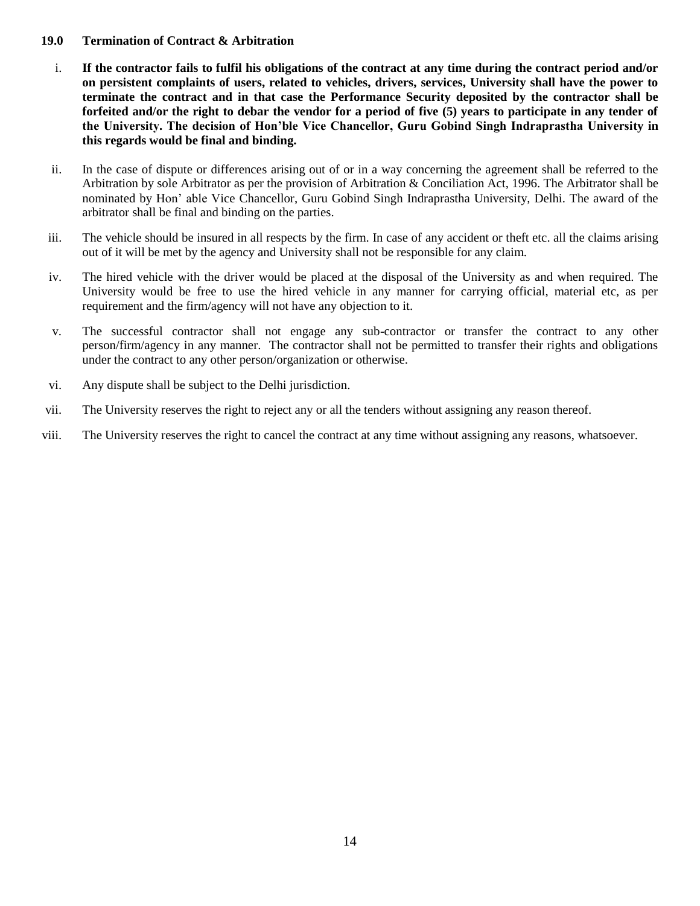**19.0 Termination of Contract & Arbitration**

i. **If the contractor fails to fulfil his obligations of the contract at any time during the contract period and/or on persistent complaints of users, related to vehicles, drivers, services, University shall have the power to terminate the contract and in that case the Performance Security deposited by the contractor shall be forfeited and/or the right to debar the vendor for a period of five (5) years to participate in any tender of the University. The decision of Hon'ble Vice Chancellor, Guru Gobind Singh Indraprastha University in this regards would be final and binding.**

ii. In the case of dispute or differences arising out of or in a way concerning the agreement shall be referred to the Arbitration by sole Arbitrator as per the provision of Arbitration & Conciliation Act, 1996. The Arbitrator shall be nominated by Hon' able Vice Chancellor, Guru Gobind Singh Indraprastha University, Delhi. The award of the arbitrator shall be final and binding on the parties.

iii. The vehicle should be insured in all respects by the firm. In case of any accident or theft etc. all the claims arising out of it will be met by the agency and University shall not be responsible for any claim.

iv. The hired vehicle with the driver would be placed at the disposal of the University as and when required. The University would be free to use the hired vehicle in any manner for carrying official, material etc, as per requirement and the firm/agency will not have any objection to it.

v. The successful contractor shall not engage any sub-contractor or transfer the contract to any other person/firm/agency in any manner. The contractor shall not be permitted to transfer their rights and obligations under the contract to any other person/organization or otherwise.

vi. Any dispute shall be subject to the Delhi jurisdiction.

vii. The University reserves the right to reject any or all the tenders without assigning any reason thereof.

viii. The University reserves the right to cancel the contract at any time without assigning any reasons, whatsoever.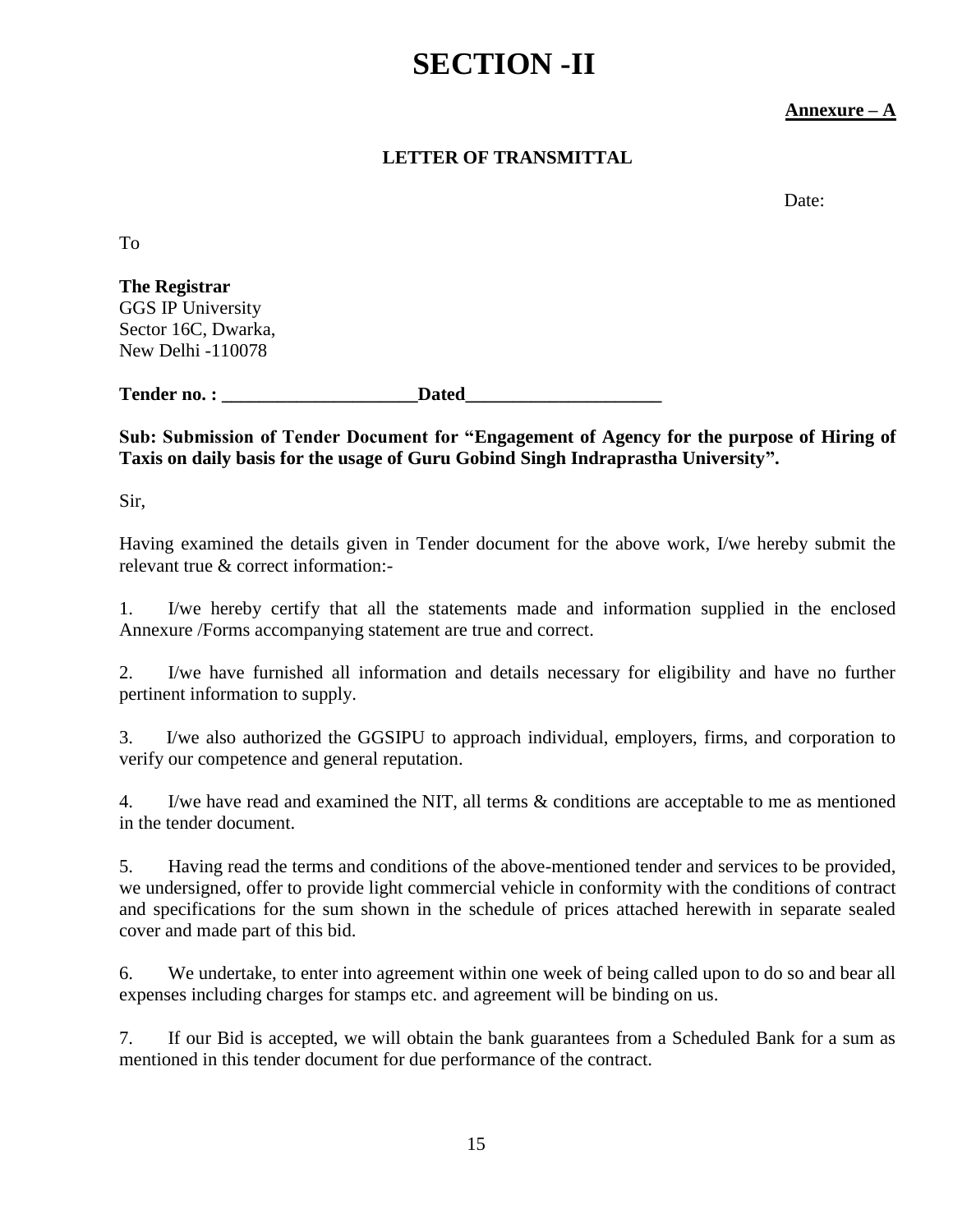# SECTION -II

**<u>Annexure – A</u>**

**LETTER OF TRANSMITTAL**

Date:

To

**The Registrar**
GGS IP University
Sector 16C, Dwarka,
New Delhi -110078

**Tender no. : _____________________Dated_____________________**

**Sub: Submission of Tender Document for "Engagement of Agency for the purpose of Hiring of Taxis on daily basis for the usage of Guru Gobind Singh Indraprastha University".**

Sir,

Having examined the details given in Tender document for the above work, I/we hereby submit the relevant true & correct information:-

1. I/we hereby certify that all the statements made and information supplied in the enclosed Annexure /Forms accompanying statement are true and correct.

2. I/we have furnished all information and details necessary for eligibility and have no further pertinent information to supply.

3. I/we also authorized the GGSIPU to approach individual, employers, firms, and corporation to verify our competence and general reputation.

4. I/we have read and examined the NIT, all terms & conditions are acceptable to me as mentioned in the tender document.

5. Having read the terms and conditions of the above-mentioned tender and services to be provided, we undersigned, offer to provide light commercial vehicle in conformity with the conditions of contract and specifications for the sum shown in the schedule of prices attached herewith in separate sealed cover and made part of this bid.

6. We undertake, to enter into agreement within one week of being called upon to do so and bear all expenses including charges for stamps etc. and agreement will be binding on us.

7. If our Bid is accepted, we will obtain the bank guarantees from a Scheduled Bank for a sum as mentioned in this tender document for due performance of the contract.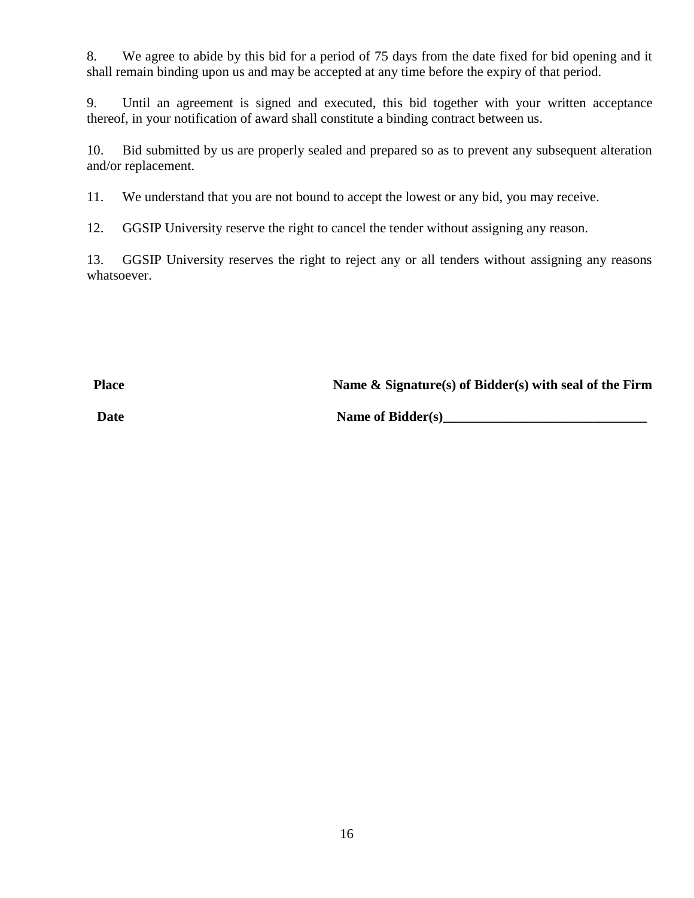8. We agree to abide by this bid for a period of 75 days from the date fixed for bid opening and it shall remain binding upon us and may be accepted at any time before the expiry of that period.

9. Until an agreement is signed and executed, this bid together with your written acceptance thereof, in your notification of award shall constitute a binding contract between us.

10. Bid submitted by us are properly sealed and prepared so as to prevent any subsequent alteration and/or replacement.

11. We understand that you are not bound to accept the lowest or any bid, you may receive.

12. GGSIP University reserve the right to cancel the tender without assigning any reason.

13. GGSIP University reserves the right to reject any or all tenders without assigning any reasons whatsoever.

**Place** **Name & Signature(s) of Bidder(s) with seal of the Firm**

**Date** **Name of Bidder(s)_______________________________**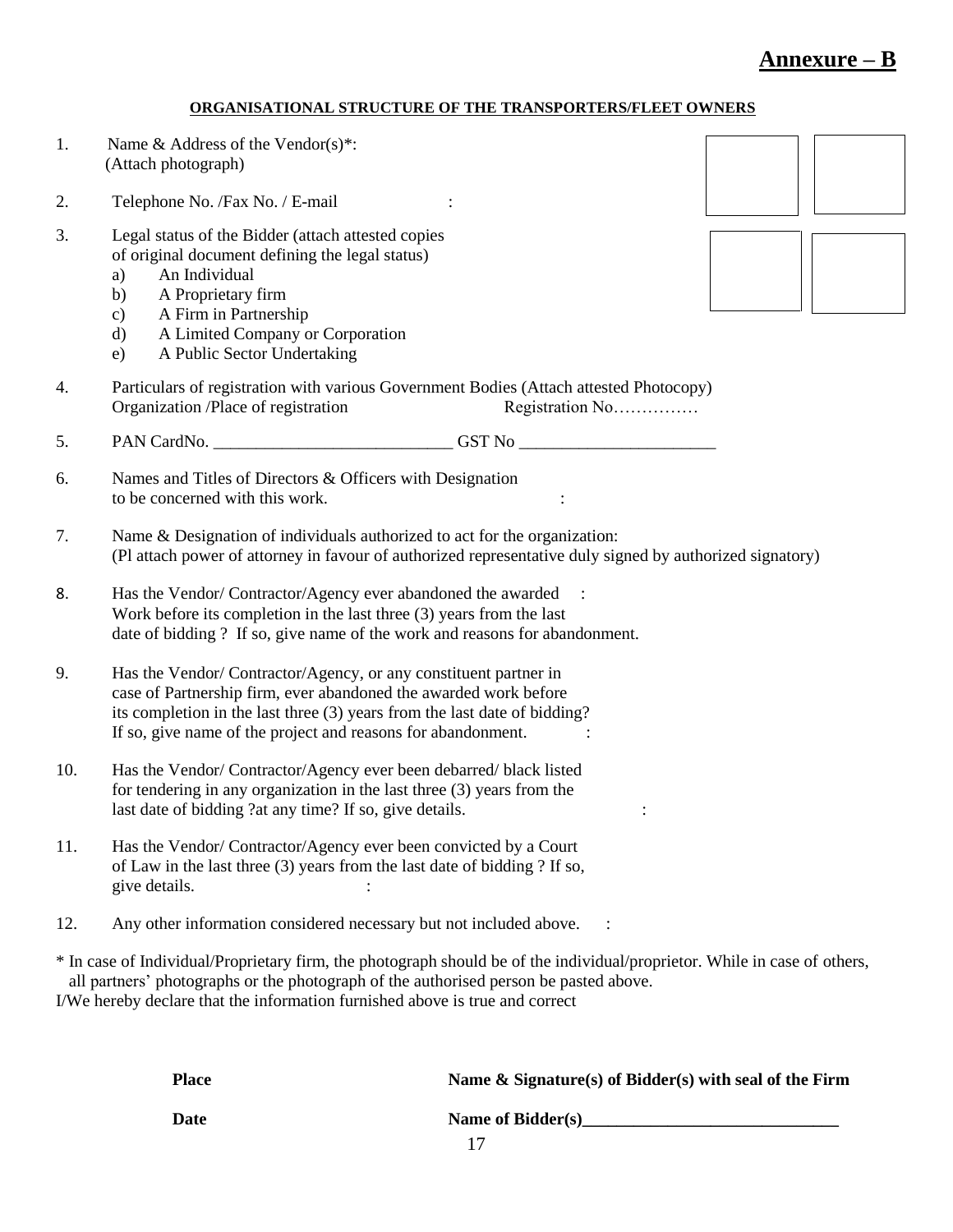# Annexure – B

**ORGANISATIONAL STRUCTURE OF THE TRANSPORTERS/FLEET OWNERS**

1. Name & Address of the Vendor(s)*:
   (Attach photograph)

2. Telephone No. /Fax No. / E-mail :

3. Legal status of the Bidder (attach attested copies of original document defining the legal status)
   a) An Individual
   b) A Proprietary firm
   c) A Firm in Partnership
   d) A Limited Company or Corporation
   e) A Public Sector Undertaking

4. Particulars of registration with various Government Bodies (Attach attested Photocopy)
   Organization /Place of registration Registration No……………

5. PAN CardNo. ____________________________ GST No _______________________

6. Names and Titles of Directors & Officers with Designation to be concerned with this work. :

7. Name & Designation of individuals authorized to act for the organization:
   (Pl attach power of attorney in favour of authorized representative duly signed by authorized signatory)

8. Has the Vendor/ Contractor/Agency ever abandoned the awarded Work before its completion in the last three (3) years from the last date of bidding ? If so, give name of the work and reasons for abandonment. :

9. Has the Vendor/ Contractor/Agency, or any constituent partner in case of Partnership firm, ever abandoned the awarded work before its completion in the last three (3) years from the last date of bidding? If so, give name of the project and reasons for abandonment. :

10. Has the Vendor/ Contractor/Agency ever been debarred/ black listed for tendering in any organization in the last three (3) years from the last date of bidding ?at any time? If so, give details. :

11. Has the Vendor/ Contractor/Agency ever been convicted by a Court of Law in the last three (3) years from the last date of bidding ? If so, give details. :

12. Any other information considered necessary but not included above. :

\* In case of Individual/Proprietary firm, the photograph should be of the individual/proprietor. While in case of others, all partners' photographs or the photograph of the authorised person be pasted above.

I/We hereby declare that the information furnished above is true and correct

**Place** **Name & Signature(s) of Bidder(s) with seal of the Firm**

**Date** **Name of Bidder(s)______________________________**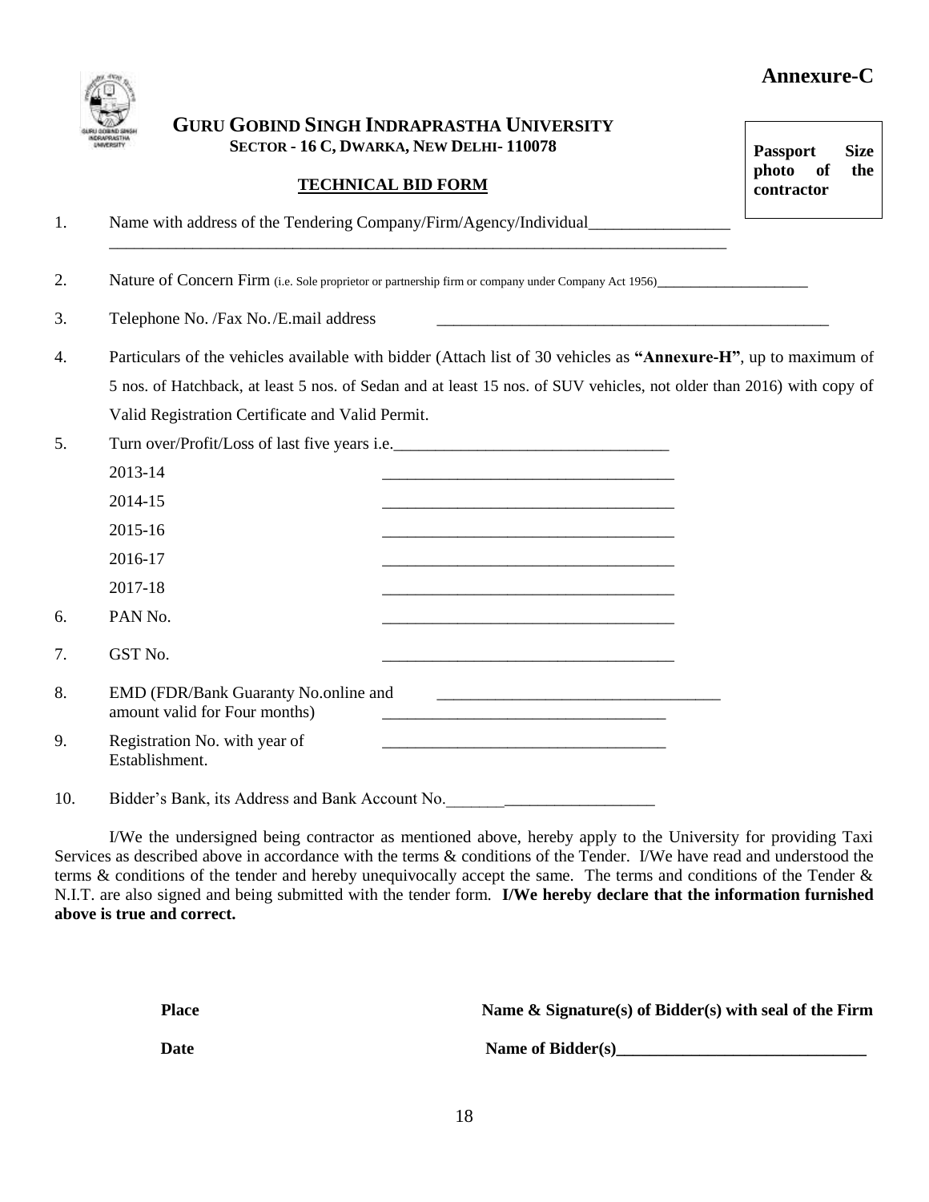**Annexure-C**

## GURU GOBIND SINGH INDRAPRASTHA UNIVERSITY

**SECTOR - 16 C, DWARKA, NEW DELHI- 110078**

**TECHNICAL BID FORM**

**Passport Size photo of the contractor**

1. Name with address of the Tendering Company/Firm/Agency/Individual_________________
_____________________________________________________________________________

2. Nature of Concern Firm (i.e. Sole proprietor or partnership firm or company under Company Act 1956)____________________

3. Telephone No. /Fax No./E.mail address _________________________________________________

4. Particulars of the vehicles available with bidder (Attach list of 30 vehicles as **"Annexure-H"**, up to maximum of 5 nos. of Hatchback, at least 5 nos. of Sedan and at least 15 nos. of SUV vehicles, not older than 2016) with copy of Valid Registration Certificate and Valid Permit.

5. Turn over/Profit/Loss of last five years i.e.________________________________

   2013-14 ___________________________________

   2014-15 ___________________________________

   2015-16 ___________________________________

   2016-17 ___________________________________

   2017-18 ___________________________________

6. PAN No. ___________________________________

7. GST No. ___________________________________

8. EMD (FDR/Bank Guaranty No.online and amount valid for Four months) ___________________________________

9. Registration No. with year of Establishment. ___________________________________

10. Bidder's Bank, its Address and Bank Account No._________________________

I/We the undersigned being contractor as mentioned above, hereby apply to the University for providing Taxi Services as described above in accordance with the terms & conditions of the Tender. I/We have read and understood the terms & conditions of the tender and hereby unequivocally accept the same. The terms and conditions of the Tender & N.I.T. are also signed and being submitted with the tender form. **I/We hereby declare that the information furnished above is true and correct.**

**Place** **Name & Signature(s) of Bidder(s) with seal of the Firm**

**Date** **Name of Bidder(s)______________________________**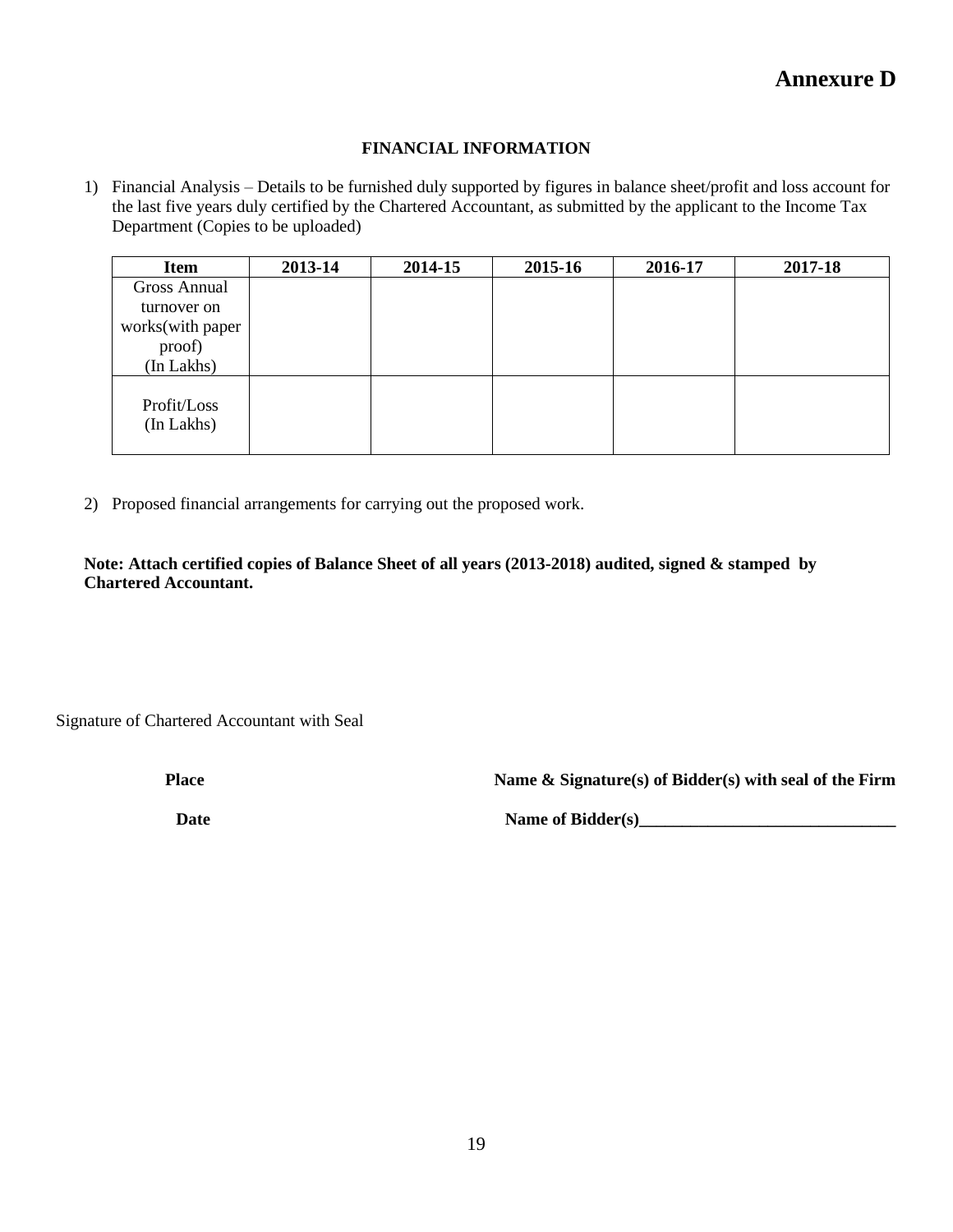# Annexure D

**FINANCIAL INFORMATION**

1) Financial Analysis – Details to be furnished duly supported by figures in balance sheet/profit and loss account for the last five years duly certified by the Chartered Accountant, as submitted by the applicant to the Income Tax Department (Copies to be uploaded)

| Item | 2013-14 | 2014-15 | 2015-16 | 2016-17 | 2017-18 |
|---|---|---|---|---|---|
| Gross Annual turnover on works(with paper proof) (In Lakhs) | | | | | |
| Profit/Loss (In Lakhs) | | | | | |

2) Proposed financial arrangements for carrying out the proposed work.

**Note: Attach certified copies of Balance Sheet of all years (2013-2018) audited, signed & stamped by Chartered Accountant.**

Signature of Chartered Accountant with Seal

**Place** **Name & Signature(s) of Bidder(s) with seal of the Firm**

**Date** **Name of Bidder(s)______________________________**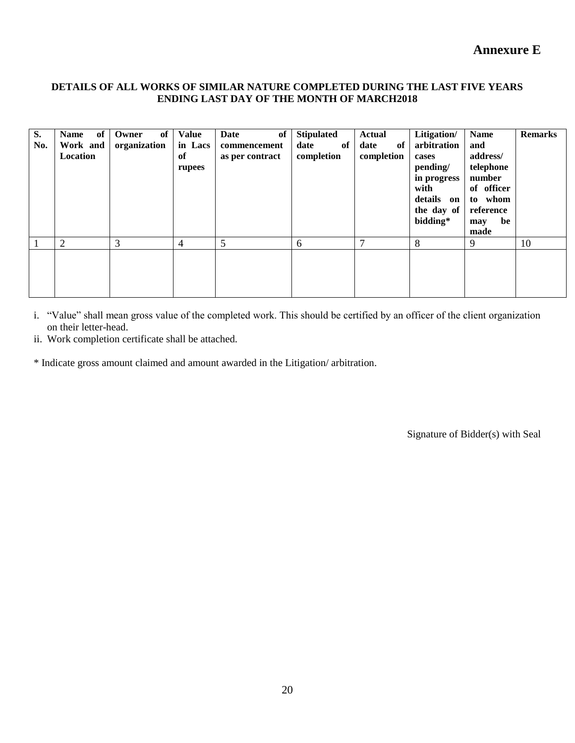# Annexure E

**DETAILS OF ALL WORKS OF SIMILAR NATURE COMPLETED DURING THE LAST FIVE YEARS ENDING LAST DAY OF THE MONTH OF MARCH2018**

| S. No. | Name of Work and Location | Owner of organization | Value in Lacs of rupees | Date of commencement as per contract | Stipulated date of completion | Actual date of completion | Litigation/ arbitration cases pending/ in progress with details on the day of bidding* | Name and address/ telephone number of officer to whom reference may be made | Remarks |
|---|---|---|---|---|---|---|---|---|---|
| 1 | 2 | 3 | 4 | 5 | 6 | 7 | 8 | 9 | 10 |
| | | | | | | | | | |

i. "Value" shall mean gross value of the completed work. This should be certified by an officer of the client organization on their letter-head.

ii. Work completion certificate shall be attached.

* Indicate gross amount claimed and amount awarded in the Litigation/ arbitration.

Signature of Bidder(s) with Seal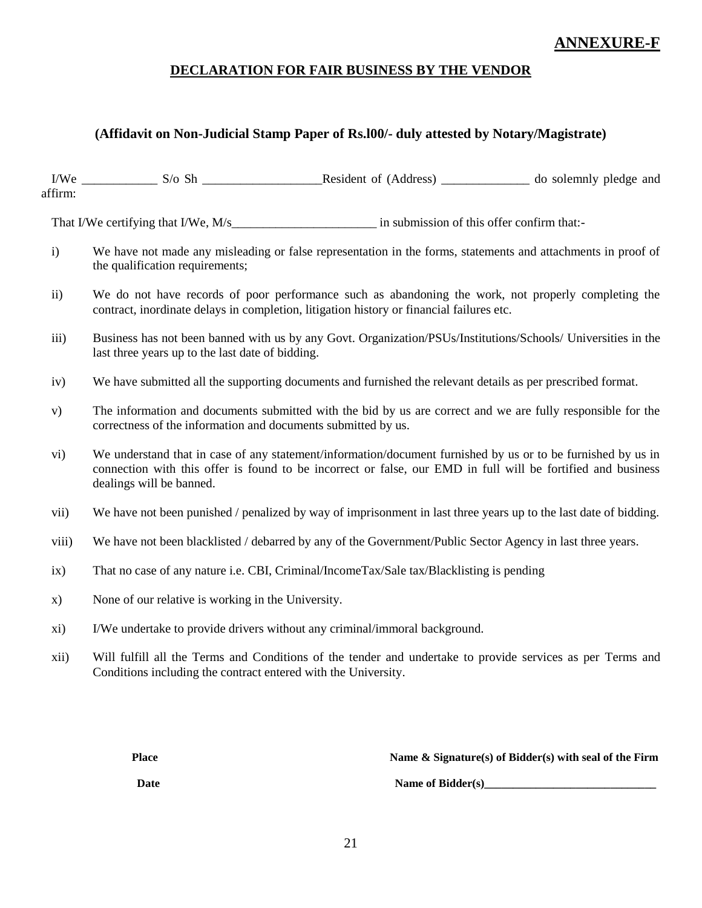**ANNEXURE-F**

## DECLARATION FOR FAIR BUSINESS BY THE VENDOR

**(Affidavit on Non-Judicial Stamp Paper of Rs.l00/- duly attested by Notary/Magistrate)**

I/We ____________ S/o Sh ___________________Resident of (Address) ______________ do solemnly pledge and affirm:

That I/We certifying that I/We, M/s_______________________ in submission of this offer confirm that:-

i) We have not made any misleading or false representation in the forms, statements and attachments in proof of the qualification requirements;

ii) We do not have records of poor performance such as abandoning the work, not properly completing the contract, inordinate delays in completion, litigation history or financial failures etc.

iii) Business has not been banned with us by any Govt. Organization/PSUs/Institutions/Schools/ Universities in the last three years up to the last date of bidding.

iv) We have submitted all the supporting documents and furnished the relevant details as per prescribed format.

v) The information and documents submitted with the bid by us are correct and we are fully responsible for the correctness of the information and documents submitted by us.

vi) We understand that in case of any statement/information/document furnished by us or to be furnished by us in connection with this offer is found to be incorrect or false, our EMD in full will be fortified and business dealings will be banned.

vii) We have not been punished / penalized by way of imprisonment in last three years up to the last date of bidding.

viii) We have not been blacklisted / debarred by any of the Government/Public Sector Agency in last three years.

ix) That no case of any nature i.e. CBI, Criminal/IncomeTax/Sale tax/Blacklisting is pending

x) None of our relative is working in the University.

xi) I/We undertake to provide drivers without any criminal/immoral background.

xii) Will fulfill all the Terms and Conditions of the tender and undertake to provide services as per Terms and Conditions including the contract entered with the University.

**Place** **Name & Signature(s) of Bidder(s) with seal of the Firm**

**Date** **Name of Bidder(s)______________________________**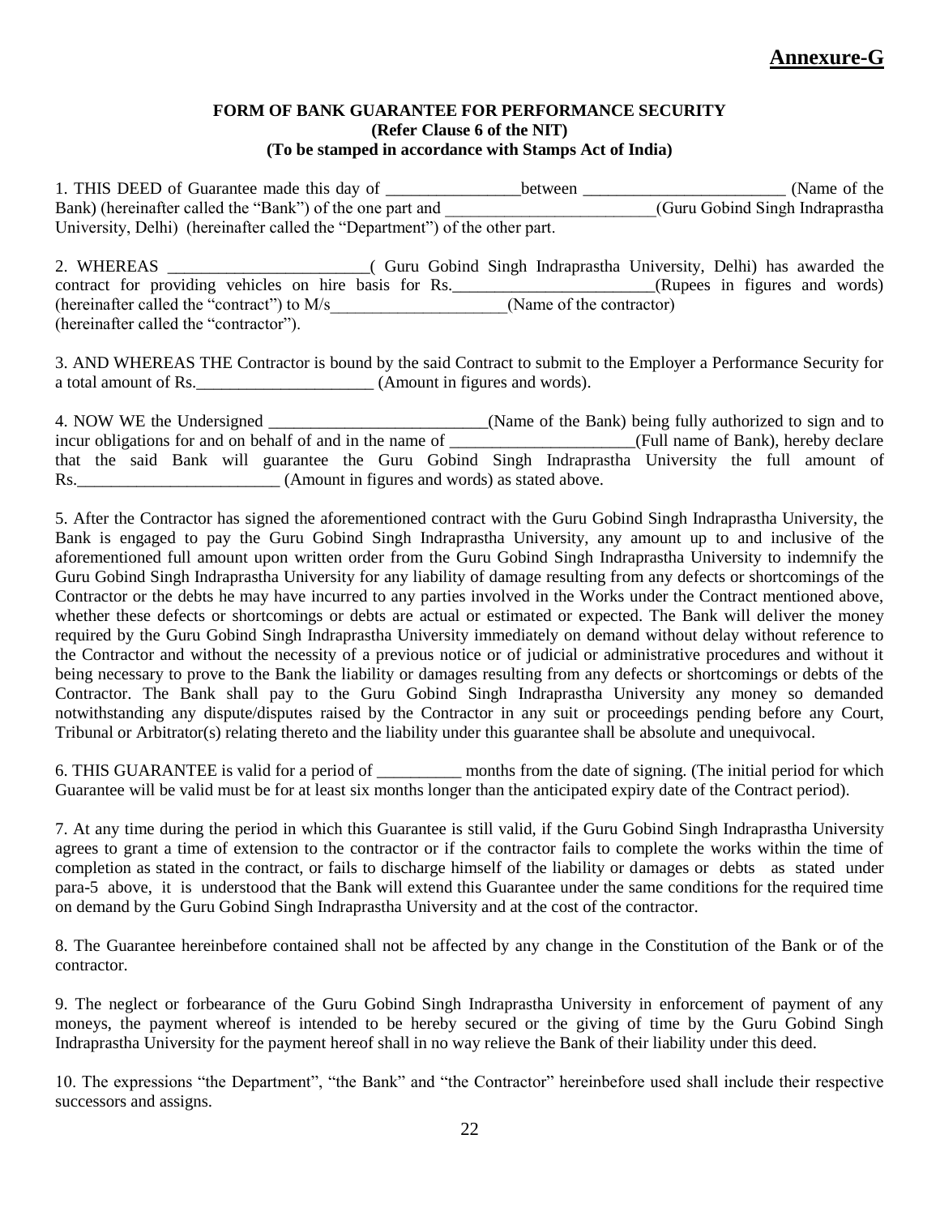**Annexure-G**

**FORM OF BANK GUARANTEE FOR PERFORMANCE SECURITY**
**(Refer Clause 6 of the NIT)**
**(To be stamped in accordance with Stamps Act of India)**

1. THIS DEED of Guarantee made this day of ________________between ________________________ (Name of the Bank) (hereinafter called the "Bank") of the one part and _________________________(Guru Gobind Singh Indraprastha University, Delhi) (hereinafter called the "Department") of the other part.

2. WHEREAS ________________________( Guru Gobind Singh Indraprastha University, Delhi) has awarded the contract for providing vehicles on hire basis for Rs.________________________(Rupees in figures and words) (hereinafter called the "contract") to M/s____________________(Name of the contractor) (hereinafter called the "contractor").

3. AND WHEREAS THE Contractor is bound by the said Contract to submit to the Employer a Performance Security for a total amount of Rs._____________________ (Amount in figures and words).

4. NOW WE the Undersigned __________________________(Name of the Bank) being fully authorized to sign and to incur obligations for and on behalf of and in the name of ______________________(Full name of Bank), hereby declare that the said Bank will guarantee the Guru Gobind Singh Indraprastha University the full amount of Rs.________________________ (Amount in figures and words) as stated above.

5. After the Contractor has signed the aforementioned contract with the Guru Gobind Singh Indraprastha University, the Bank is engaged to pay the Guru Gobind Singh Indraprastha University, any amount up to and inclusive of the aforementioned full amount upon written order from the Guru Gobind Singh Indraprastha University to indemnify the Guru Gobind Singh Indraprastha University for any liability of damage resulting from any defects or shortcomings of the Contractor or the debts he may have incurred to any parties involved in the Works under the Contract mentioned above, whether these defects or shortcomings or debts are actual or estimated or expected. The Bank will deliver the money required by the Guru Gobind Singh Indraprastha University immediately on demand without delay without reference to the Contractor and without the necessity of a previous notice or of judicial or administrative procedures and without it being necessary to prove to the Bank the liability or damages resulting from any defects or shortcomings or debts of the Contractor. The Bank shall pay to the Guru Gobind Singh Indraprastha University any money so demanded notwithstanding any dispute/disputes raised by the Contractor in any suit or proceedings pending before any Court, Tribunal or Arbitrator(s) relating thereto and the liability under this guarantee shall be absolute and unequivocal.

6. THIS GUARANTEE is valid for a period of __________ months from the date of signing. (The initial period for which Guarantee will be valid must be for at least six months longer than the anticipated expiry date of the Contract period).

7. At any time during the period in which this Guarantee is still valid, if the Guru Gobind Singh Indraprastha University agrees to grant a time of extension to the contractor or if the contractor fails to complete the works within the time of completion as stated in the contract, or fails to discharge himself of the liability or damages or debts as stated under para-5 above, it is understood that the Bank will extend this Guarantee under the same conditions for the required time on demand by the Guru Gobind Singh Indraprastha University and at the cost of the contractor.

8. The Guarantee hereinbefore contained shall not be affected by any change in the Constitution of the Bank or of the contractor.

9. The neglect or forbearance of the Guru Gobind Singh Indraprastha University in enforcement of payment of any moneys, the payment whereof is intended to be hereby secured or the giving of time by the Guru Gobind Singh Indraprastha University for the payment hereof shall in no way relieve the Bank of their liability under this deed.

10. The expressions "the Department", "the Bank" and "the Contractor" hereinbefore used shall include their respective successors and assigns.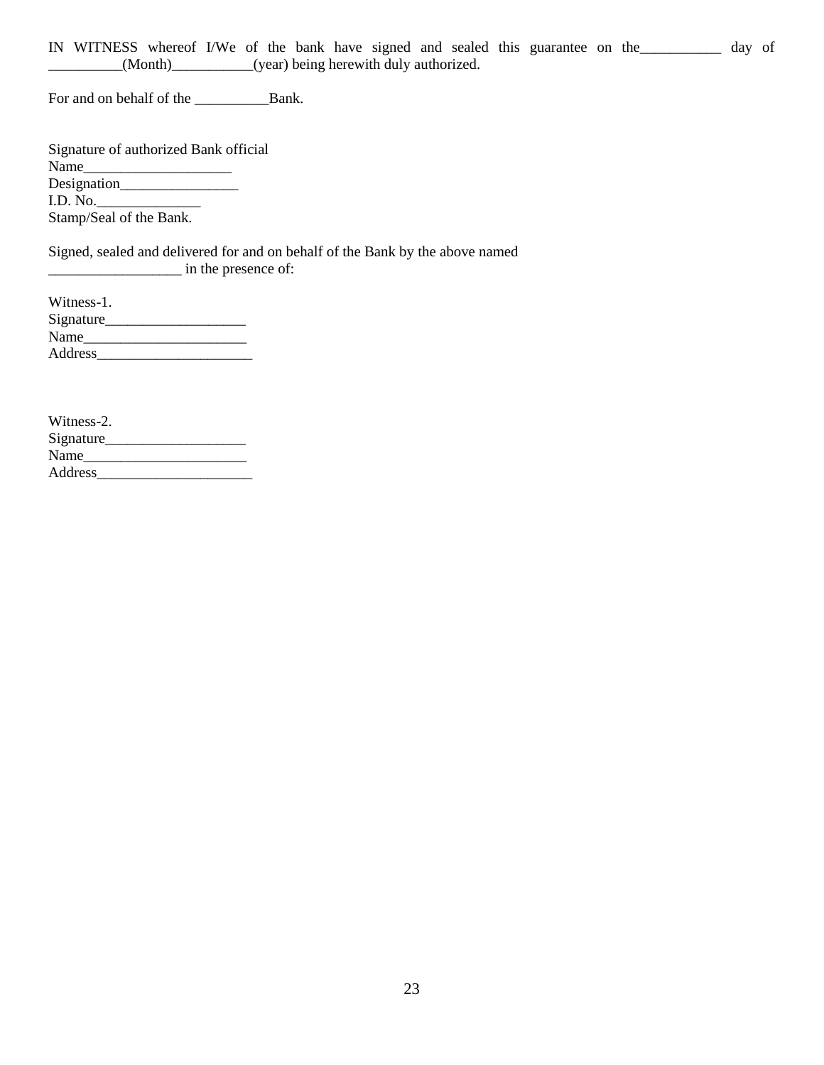IN WITNESS whereof I/We of the bank have signed and sealed this guarantee on the___________ day of __________(Month)___________(year) being herewith duly authorized.

For and on behalf of the __________Bank.

Signature of authorized Bank official  
Name____________________  
Designation________________  
I.D. No.______________  
Stamp/Seal of the Bank.

Signed, sealed and delivered for and on behalf of the Bank by the above named __________________ in the presence of:

Witness-1.  
Signature___________________  
Name______________________  
Address_____________________

Witness-2.  
Signature___________________  
Name______________________  
Address_____________________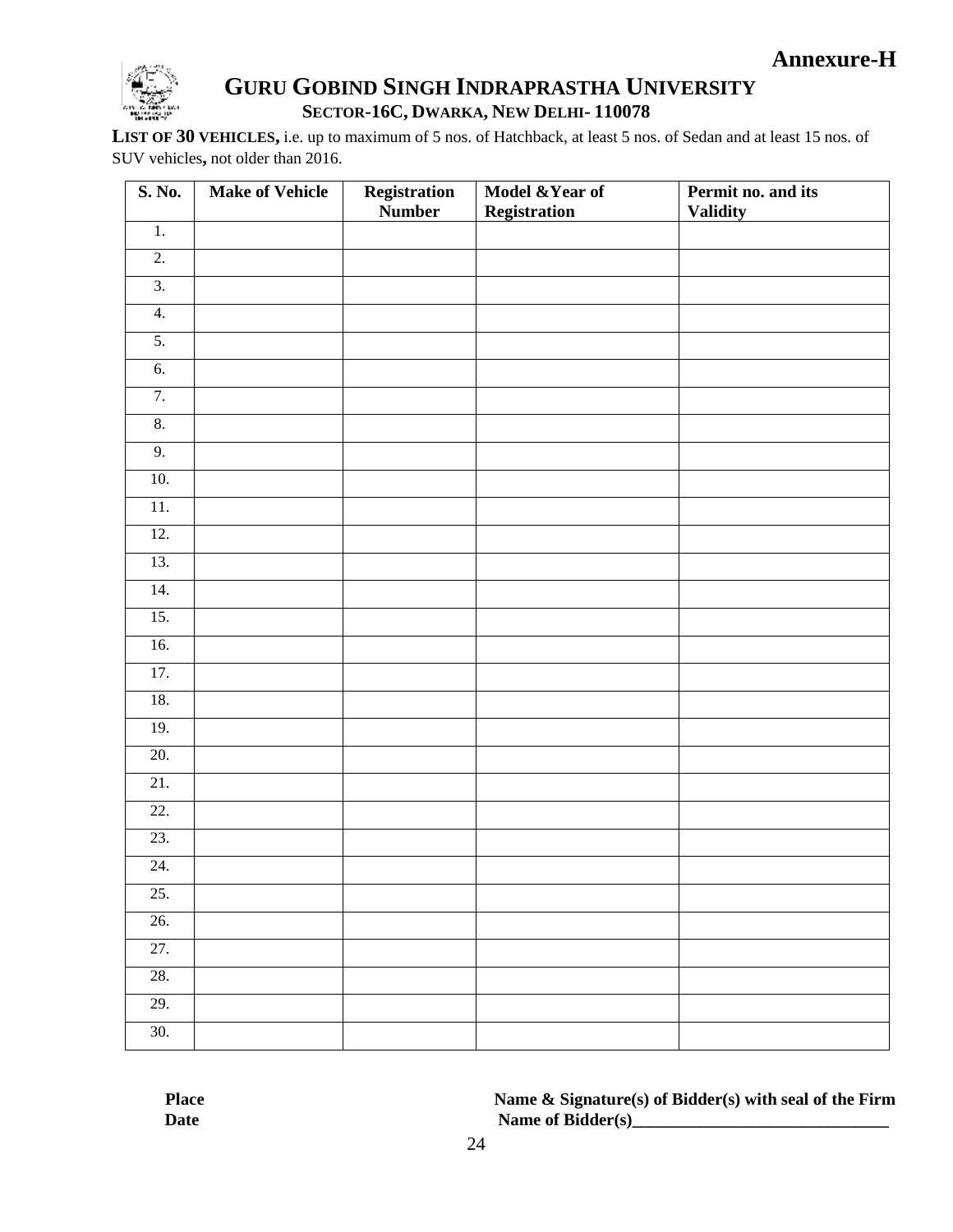**Annexure-H**

# GURU GOBIND SINGH INDRAPRASTHA UNIVERSITY

**SECTOR-16C, DWARKA, NEW DELHI- 110078**

**LIST OF 30 VEHICLES,** i.e. up to maximum of 5 nos. of Hatchback, at least 5 nos. of Sedan and at least 15 nos. of SUV vehicles**,** not older than 2016.

| S. No. | Make of Vehicle | Registration Number | Model &Year of Registration | Permit no. and its Validity |
|---|---|---|---|---|
| 1. | | | | |
| 2. | | | | |
| 3. | | | | |
| 4. | | | | |
| 5. | | | | |
| 6. | | | | |
| 7. | | | | |
| 8. | | | | |
| 9. | | | | |
| 10. | | | | |
| 11. | | | | |
| 12. | | | | |
| 13. | | | | |
| 14. | | | | |
| 15. | | | | |
| 16. | | | | |
| 17. | | | | |
| 18. | | | | |
| 19. | | | | |
| 20. | | | | |
| 21. | | | | |
| 22. | | | | |
| 23. | | | | |
| 24. | | | | |
| 25. | | | | |
| 26. | | | | |
| 27. | | | | |
| 28. | | | | |
| 29. | | | | |
| 30. | | | | |

**Place**
**Date**

**Name & Signature(s) of Bidder(s) with seal of the Firm**
**Name of Bidder(s)_____________________________**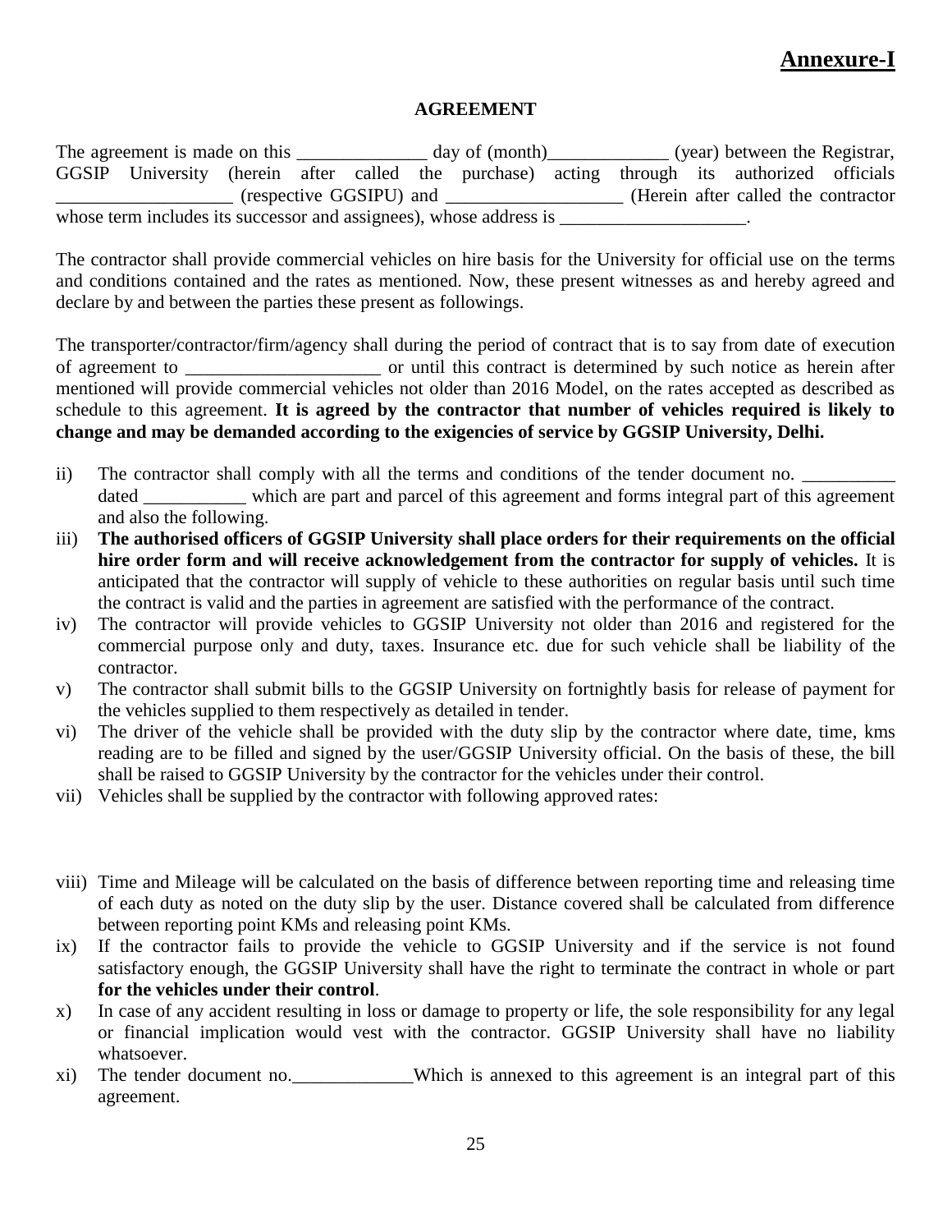**Annexure-I**

**AGREEMENT**

The agreement is made on this ______________ day of (month)_____________ (year) between the Registrar, GGSIP University (herein after called the purchase) acting through its authorized officials ___________________ (respective GGSIPU) and ___________________ (Herein after called the contractor whose term includes its successor and assignees), whose address is ____________________.

The contractor shall provide commercial vehicles on hire basis for the University for official use on the terms and conditions contained and the rates as mentioned. Now, these present witnesses as and hereby agreed and declare by and between the parties these present as followings.

The transporter/contractor/firm/agency shall during the period of contract that is to say from date of execution of agreement to _____________________ or until this contract is determined by such notice as herein after mentioned will provide commercial vehicles not older than 2016 Model, on the rates accepted as described as schedule to this agreement. **It is agreed by the contractor that number of vehicles required is likely to change and may be demanded according to the exigencies of service by GGSIP University, Delhi.**

ii) The contractor shall comply with all the terms and conditions of the tender document no. __________ dated ___________ which are part and parcel of this agreement and forms integral part of this agreement and also the following.

iii) **The authorised officers of GGSIP University shall place orders for their requirements on the official hire order form and will receive acknowledgement from the contractor for supply of vehicles.** It is anticipated that the contractor will supply of vehicle to these authorities on regular basis until such time the contract is valid and the parties in agreement are satisfied with the performance of the contract.

iv) The contractor will provide vehicles to GGSIP University not older than 2016 and registered for the commercial purpose only and duty, taxes. Insurance etc. due for such vehicle shall be liability of the contractor.

v) The contractor shall submit bills to the GGSIP University on fortnightly basis for release of payment for the vehicles supplied to them respectively as detailed in tender.

vi) The driver of the vehicle shall be provided with the duty slip by the contractor where date, time, kms reading are to be filled and signed by the user/GGSIP University official. On the basis of these, the bill shall be raised to GGSIP University by the contractor for the vehicles under their control.

vii) Vehicles shall be supplied by the contractor with following approved rates:

viii) Time and Mileage will be calculated on the basis of difference between reporting time and releasing time of each duty as noted on the duty slip by the user. Distance covered shall be calculated from difference between reporting point KMs and releasing point KMs.

ix) If the contractor fails to provide the vehicle to GGSIP University and if the service is not found satisfactory enough, the GGSIP University shall have the right to terminate the contract in whole or part **for the vehicles under their control**.

x) In case of any accident resulting in loss or damage to property or life, the sole responsibility for any legal or financial implication would vest with the contractor. GGSIP University shall have no liability whatsoever.

xi) The tender document no._____________Which is annexed to this agreement is an integral part of this agreement.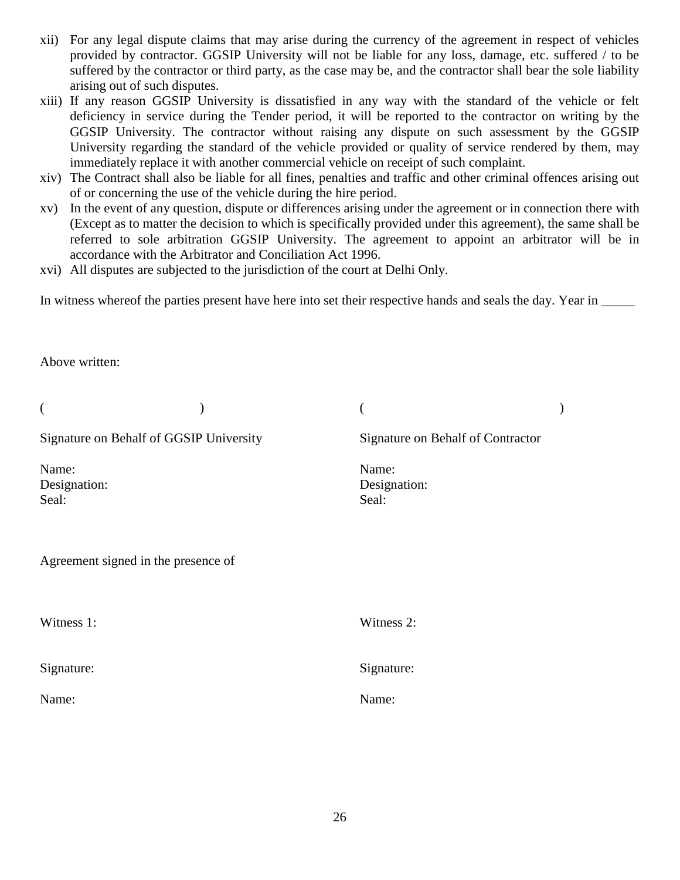xii) For any legal dispute claims that may arise during the currency of the agreement in respect of vehicles provided by contractor. GGSIP University will not be liable for any loss, damage, etc. suffered / to be suffered by the contractor or third party, as the case may be, and the contractor shall bear the sole liability arising out of such disputes.

xiii) If any reason GGSIP University is dissatisfied in any way with the standard of the vehicle or felt deficiency in service during the Tender period, it will be reported to the contractor on writing by the GGSIP University. The contractor without raising any dispute on such assessment by the GGSIP University regarding the standard of the vehicle provided or quality of service rendered by them, may immediately replace it with another commercial vehicle on receipt of such complaint.

xiv) The Contract shall also be liable for all fines, penalties and traffic and other criminal offences arising out of or concerning the use of the vehicle during the hire period.

xv) In the event of any question, dispute or differences arising under the agreement or in connection there with (Except as to matter the decision to which is specifically provided under this agreement), the same shall be referred to sole arbitration GGSIP University. The agreement to appoint an arbitrator will be in accordance with the Arbitrator and Conciliation Act 1996.

xvi) All disputes are subjected to the jurisdiction of the court at Delhi Only.

In witness whereof the parties present have here into set their respective hands and seals the day. Year in _____

Above written:

( )

Signature on Behalf of GGSIP University

Name:
Designation:
Seal:

( )

Signature on Behalf of Contractor

Name:
Designation:
Seal:

Agreement signed in the presence of

Witness 1:

Signature:

Name:

Witness 2:

Signature:

Name: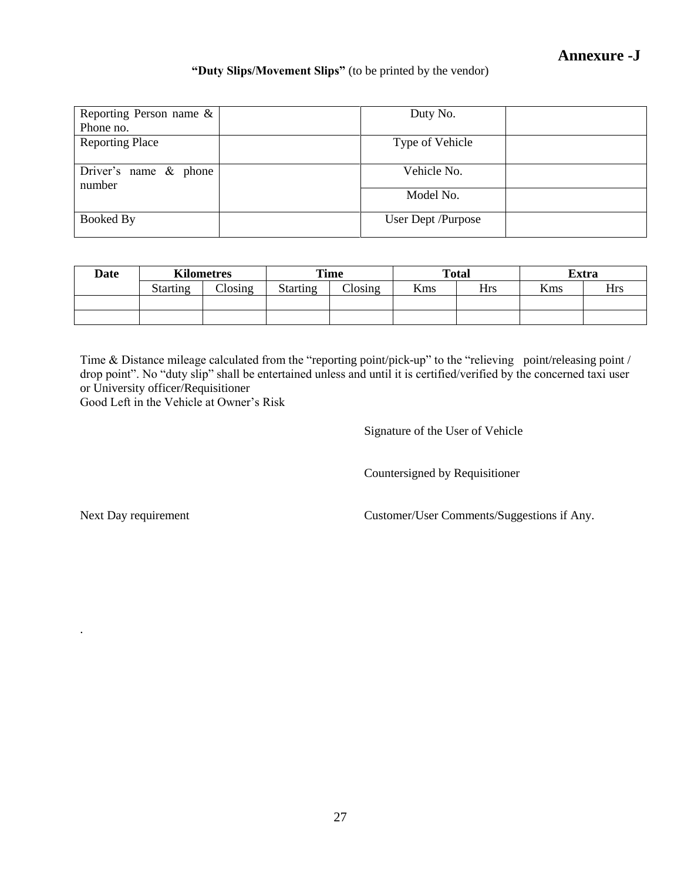# Annexure -J

**"Duty Slips/Movement Slips"** (to be printed by the vendor)

| Reporting Person name & Phone no. | | Duty No. | |
|---|---|---|---|
| Reporting Place | | Type of Vehicle | |
| Driver's name & phone number | | Vehicle No. | |
| | | Model No. | |
| Booked By | | User Dept /Purpose | |

| Date | Kilometres | | Time | | Total | | Extra | |
|---|---|---|---|---|---|---|---|---|
| | Starting | Closing | Starting | Closing | Kms | Hrs | Kms | Hrs |
| | | | | | | | | |
| | | | | | | | | |

Time & Distance mileage calculated from the "reporting point/pick-up" to the "relieving point/releasing point / drop point". No "duty slip" shall be entertained unless and until it is certified/verified by the concerned taxi user or University officer/Requisitioner

Good Left in the Vehicle at Owner's Risk

Signature of the User of Vehicle

Countersigned by Requisitioner

Next Day requirement

Customer/User Comments/Suggestions if Any.

.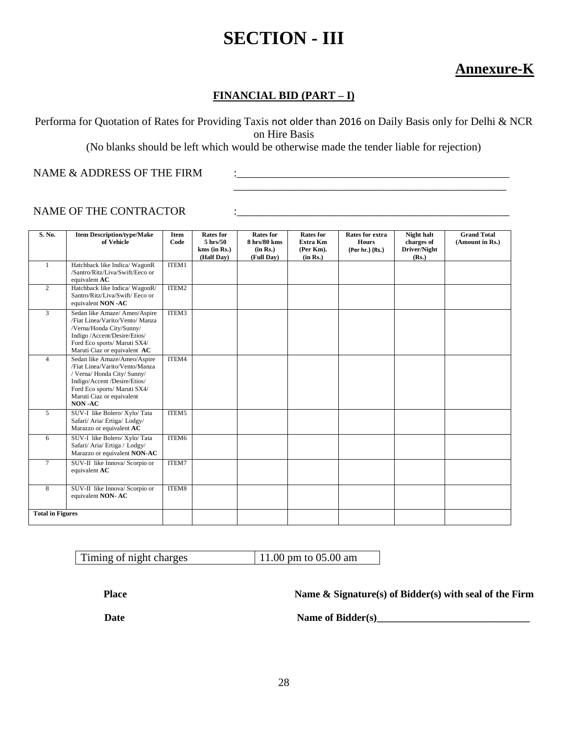# SECTION - III

## Annexure-K

### FINANCIAL BID (PART – I)

Performa for Quotation of Rates for Providing Taxis not older than 2016 on Daily Basis only for Delhi & NCR on Hire Basis

(No blanks should be left which would be otherwise made the tender liable for rejection)

NAME & ADDRESS OF THE FIRM :_____________________________________________________
_____________________________________________________

NAME OF THE CONTRACTOR :_____________________________________________________

| S. No. | Item Description/type/Make of Vehicle | Item Code | Rates for 5 hrs/50 kms (in Rs.) (Half Day) | Rates for 8 hrs/80 kms (in Rs.) (Full Day) | Rates for Extra Km (Per Km). (in Rs.) | Rates for extra Hours (Per hr.) (Rs.) | Night halt charges of Driver/Night (Rs.) | Grand Total (Amount in Rs.) |
|---|---|---|---|---|---|---|---|---|
| 1 | Hatchback like Indica/ WagonR /Santro/Ritz/Liva/Swift/Eeco or equivalent **AC** | ITEM1 | | | | | | |
| 2 | Hatchback like Indica/ WagonR/ Santro/Ritz/Liva/Swift/ Eeco or equivalent **NON -AC** | ITEM2 | | | | | | |
| 3 | Sedan like Amaze/ Ameo/Aspire /Fiat Linea/Varito/Vento/ Manza /Verna/Honda City/Sunny/ Indigo /Accent/Desire/Etios/ Ford Eco sports/ Maruti SX4/ Maruti Ciaz or equivalent **AC** | ITEM3 | | | | | | |
| 4 | Sedan like Amaze/Ameo/Aspire /Fiat Linea/Varito/Vento/Manza / Verna/ Honda City/ Sunny/ Indigo/Accent /Desire/Etios/ Ford Eco sports/ Maruti SX4/ Maruti Ciaz or equivalent **NON -AC** | ITEM4 | | | | | | |
| 5 | SUV-I like Bolero/ Xylo/ Tata Safari/ Aria/ Ertiga/ Lodgy/ Marazzo or equivalent **AC** | ITEM5 | | | | | | |
| 6 | SUV-I like Bolero/ Xylo/ Tata Safari/ Aria/ Ertiga / Lodgy/ Marazzo or equivalent **NON-AC** | ITEM6 | | | | | | |
| 7 | SUV-II like Innova/ Scorpio or equivalent **AC** | ITEM7 | | | | | | |
| 8 | SUV-II like Innova/ Scorpio or equivalent **NON- AC** | ITEM8 | | | | | | |
| **Total in Figures** | | | | | | | | |

| Timing of night charges | 11.00 pm to 05.00 am |
|---|---|

**Place** **Name & Signature(s) of Bidder(s) with seal of the Firm**

**Date** **Name of Bidder(s)______________________________**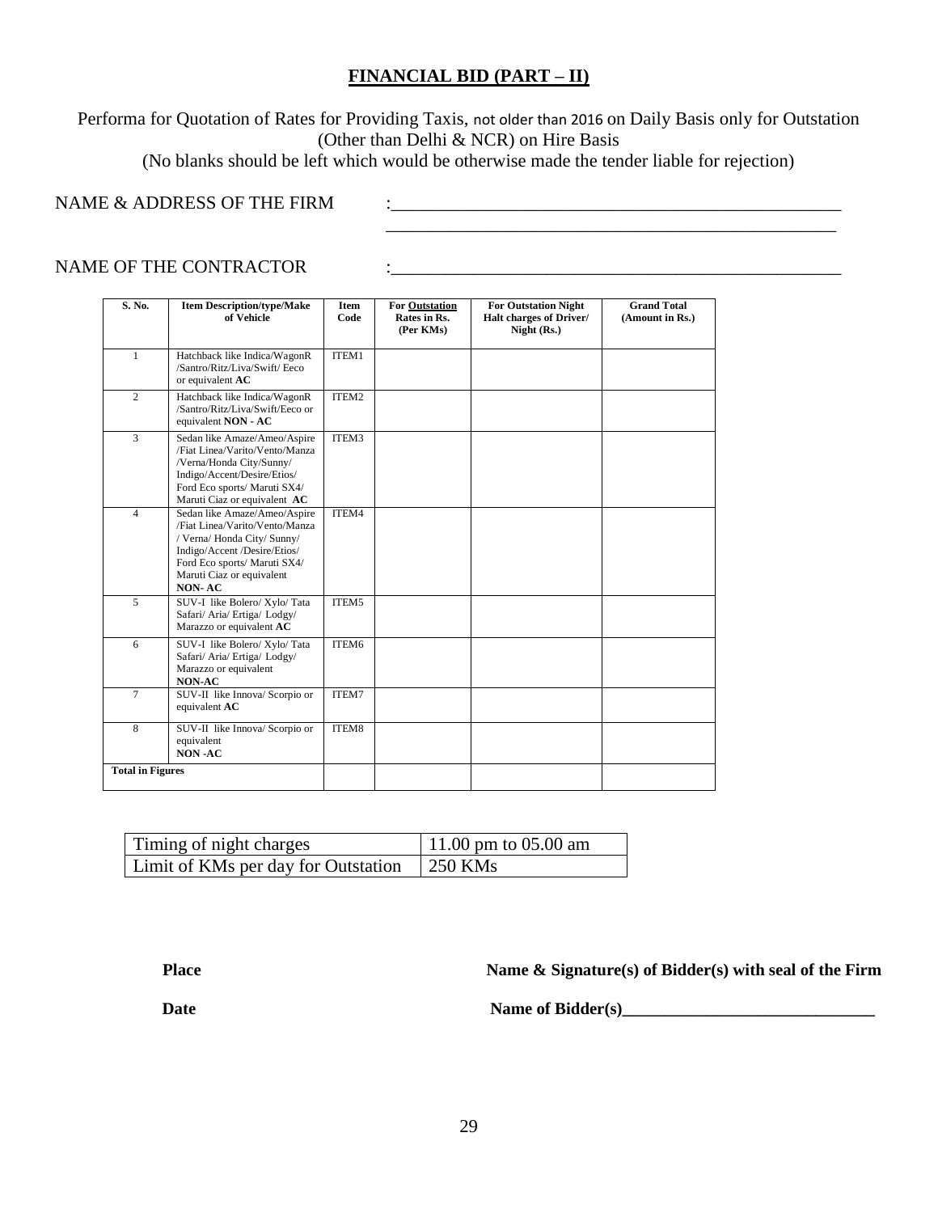## FINANCIAL BID (PART – II)

Performa for Quotation of Rates for Providing Taxis, not older than 2016 on Daily Basis only for Outstation (Other than Delhi & NCR) on Hire Basis
(No blanks should be left which would be otherwise made the tender liable for rejection)

NAME & ADDRESS OF THE FIRM :____________________________________________________
____________________________________________________

NAME OF THE CONTRACTOR :____________________________________________________

| S. No. | Item Description/type/Make of Vehicle | Item Code | For **Outstation** Rates in Rs. (Per KMs) | For Outstation Night Halt charges of Driver/ Night (Rs.) | Grand Total (Amount in Rs.) |
|---|---|---|---|---|---|
| 1 | Hatchback like Indica/WagonR /Santro/Ritz/Liva/Swift/ Eeco or equivalent **AC** | ITEM1 | | | |
| 2 | Hatchback like Indica/WagonR /Santro/Ritz/Liva/Swift/Eeco or equivalent **NON - AC** | ITEM2 | | | |
| 3 | Sedan like Amaze/Ameo/Aspire /Fiat Linea/Varito/Vento/Manza /Verna/Honda City/Sunny/ Indigo/Accent/Desire/Etios/ Ford Eco sports/ Maruti SX4/ Maruti Ciaz or equivalent **AC** | ITEM3 | | | |
| 4 | Sedan like Amaze/Ameo/Aspire /Fiat Linea/Varito/Vento/Manza / Verna/ Honda City/ Sunny/ Indigo/Accent /Desire/Etios/ Ford Eco sports/ Maruti SX4/ Maruti Ciaz or equivalent **NON- AC** | ITEM4 | | | |
| 5 | SUV-I like Bolero/ Xylo/ Tata Safari/ Aria/ Ertiga/ Lodgy/ Marazzo or equivalent **AC** | ITEM5 | | | |
| 6 | SUV-I like Bolero/ Xylo/ Tata Safari/ Aria/ Ertiga/ Lodgy/ Marazzo or equivalent **NON-AC** | ITEM6 | | | |
| 7 | SUV-II like Innova/ Scorpio or equivalent **AC** | ITEM7 | | | |
| 8 | SUV-II like Innova/ Scorpio or equivalent **NON -AC** | ITEM8 | | | |
| **Total in Figures** | | | | | |

| | |
|---|---|
| Timing of night charges | 11.00 pm to 05.00 am |
| Limit of KMs per day for Outstation | 250 KMs |

**Place** **Name & Signature(s) of Bidder(s) with seal of the Firm**

**Date** **Name of Bidder(s)______________________________**